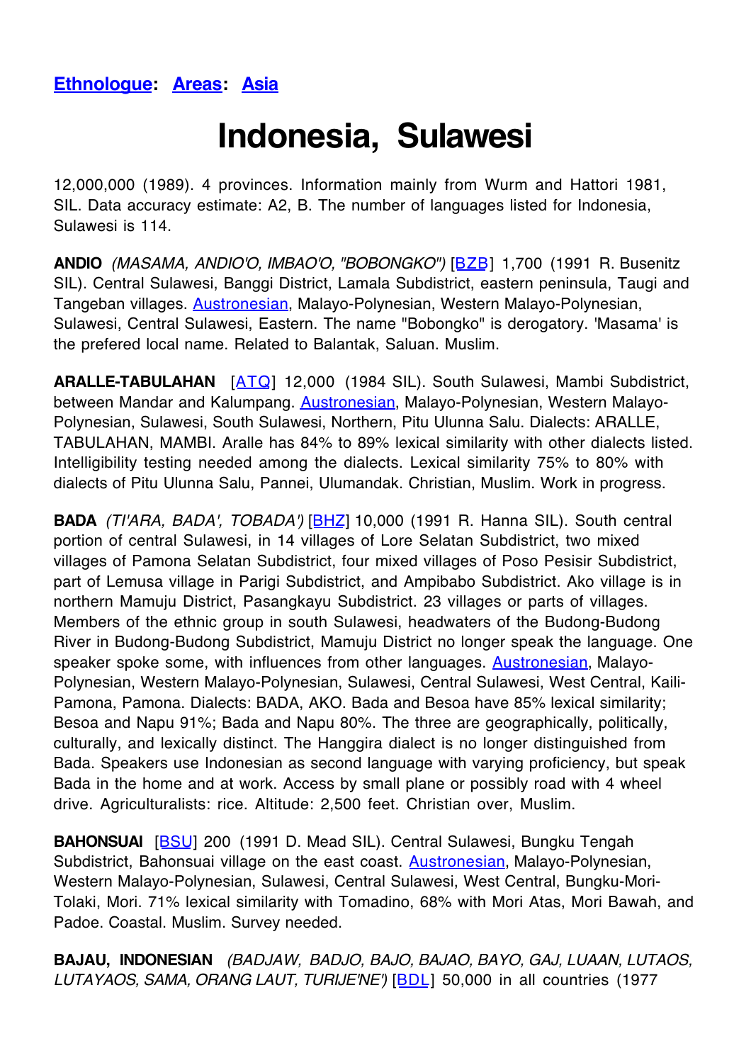**Ethnologue**: **Areas**: **Asia**

# Indonesia, Sulawesi

12,000,000 (1989). 4 provinces. Information mainly from Wurm and Hattori 1981, SIL. Data accuracy estimate: A2, B. The number of languages listed for Indonesia, Sulawesi is 114.

**ANDIO** *(MASAMA, ANDIO'O, IMBAO'O, "BOBONGKO")* [BZB] 1,700 (1991 R. Busenitz SIL). Central Sulawesi, Banggi District, Lamala Subdistrict, eastern peninsula, Taugi and Tangeban villages. Austronesian, Malayo-Polynesian, Western Malayo-Polynesian, Sulawesi, Central Sulawesi, Eastern. The name "Bobongko" is derogatory. 'Masama' is the prefered local name. Related to Balantak, Saluan. Muslim.

**ARALLE-TABULAHAN** [ATQ] 12,000 (1984 SIL). South Sulawesi, Mambi Subdistrict, between Mandar and Kalumpang. Austronesian, Malayo-Polynesian, Western Malayo-Polynesian, Sulawesi, South Sulawesi, Northern, Pitu Ulunna Salu. Dialects: ARALLE, TABULAHAN, MAMBI. Aralle has 84% to 89% lexical similarity with other dialects listed. Intelligibility testing needed among the dialects. Lexical similarity 75% to 80% with dialects of Pitu Ulunna Salu, Pannei, Ulumandak. Christian, Muslim. Work in progress.

**BADA** *(TI'ARA, BADA', TOBADA')* [BHZ] 10,000 (1991 R. Hanna SIL). South central portion of central Sulawesi, in 14 villages of Lore Selatan Subdistrict, two mixed villages of Pamona Selatan Subdistrict, four mixed villages of Poso Pesisir Subdistrict, part of Lemusa village in Parigi Subdistrict, and Ampibabo Subdistrict. Ako village is in northern Mamuju District, Pasangkayu Subdistrict. 23 villages or parts of villages. Members of the ethnic group in south Sulawesi, headwaters of the Budong-Budong River in Budong-Budong Subdistrict, Mamuju District no longer speak the language. One speaker spoke some, with influences from other languages. Austronesian, Malayo-Polynesian, Western Malayo-Polynesian, Sulawesi, Central Sulawesi, West Central, Kaili-Pamona, Pamona. Dialects: BADA, AKO. Bada and Besoa have 85% lexical similarity; Besoa and Napu 91%; Bada and Napu 80%. The three are geographically, politically, culturally, and lexically distinct. The Hanggira dialect is no longer distinguished from Bada. Speakers use Indonesian as second language with varying proficiency, but speak Bada in the home and at work. Access by small plane or possibly road with 4 wheel drive. Agriculturalists: rice. Altitude: 2,500 feet. Christian over, Muslim.

**BAHONSUAI** [BSU] 200 (1991 D. Mead SIL). Central Sulawesi, Bungku Tengah Subdistrict, Bahonsuai village on the east coast. Austronesian, Malayo-Polynesian, Western Malayo-Polynesian, Sulawesi, Central Sulawesi, West Central, Bungku-Mori-Tolaki, Mori. 71% lexical similarity with Tomadino, 68% with Mori Atas, Mori Bawah, and Padoe. Coastal. Muslim. Survey needed.

**BAJAU, INDONESIAN** *(BADJAW, BADJO, BAJO, BAJAO, BAYO, GAJ, LUAAN, LUTAOS, LUTAYAOS, SAMA, ORANG LAUT, TURIJE'NE')* [BDL] 50,000 in all countries (1977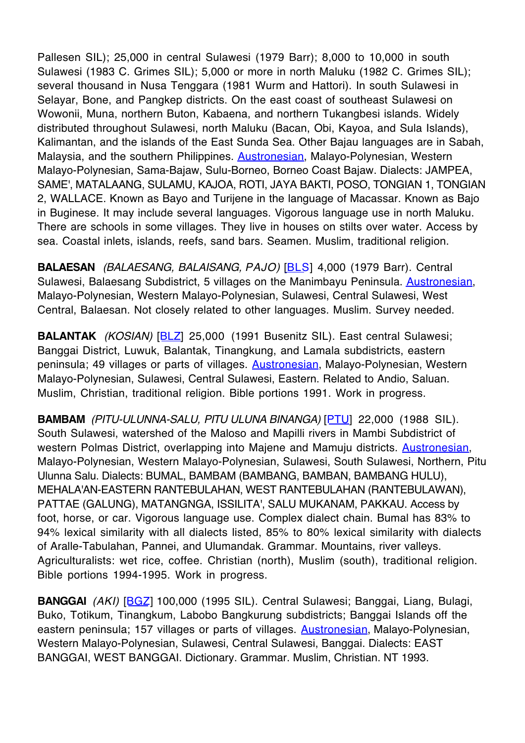Pallesen SIL); 25,000 in central Sulawesi (1979 Barr); 8,000 to 10,000 in south Sulawesi (1983 C. Grimes SIL); 5,000 or more in north Maluku (1982 C. Grimes SIL); several thousand in Nusa Tenggara (1981 Wurm and Hattori). In south Sulawesi in Selayar, Bone, and Pangkep districts. On the east coast of southeast Sulawesi on Wowonii, Muna, northern Buton, Kabaena, and northern Tukangbesi islands. Widely distributed throughout Sulawesi, north Maluku (Bacan, Obi, Kayoa, and Sula Islands), Kalimantan, and the islands of the East Sunda Sea. Other Bajau languages are in Sabah, Malaysia, and the southern Philippines. Austronesian, Malayo-Polynesian, Western Malayo-Polynesian, Sama-Bajaw, Sulu-Borneo, Borneo Coast Bajaw. Dialects: JAMPEA, SAME', MATALAANG, SULAMU, KAJOA, ROTI, JAYA BAKTI, POSO, TONGIAN 1, TONGIAN 2, WALLACE. Known as Bayo and Turijene in the language of Macassar. Known as Bajo in Buginese. It may include several languages. Vigorous language use in north Maluku. There are schools in some villages. They live in houses on stilts over water. Access by sea. Coastal inlets, islands, reefs, sand bars. Seamen. Muslim, traditional religion.

**BALAESAN** *(BALAESANG, BALAISANG, PAJO)* [BLS] 4,000 (1979 Barr). Central Sulawesi, Balaesang Subdistrict, 5 villages on the Manimbayu Peninsula. Austronesian, Malayo-Polynesian, Western Malayo-Polynesian, Sulawesi, Central Sulawesi, West Central, Balaesan. Not closely related to other languages. Muslim. Survey needed.

**BALANTAK** *(KOSIAN)* [BLZ] 25,000 (1991 Busenitz SIL). East central Sulawesi; Banggai District, Luwuk, Balantak, Tinangkung, and Lamala subdistricts, eastern peninsula; 49 villages or parts of villages. Austronesian, Malayo-Polynesian, Western Malayo-Polynesian, Sulawesi, Central Sulawesi, Eastern. Related to Andio, Saluan. Muslim, Christian, traditional religion. Bible portions 1991. Work in progress.

**BAMBAM** *(PITU-ULUNNA-SALU, PITU ULUNA BINANGA)* [PTU] 22,000 (1988 SIL). South Sulawesi, watershed of the Maloso and Mapilli rivers in Mambi Subdistrict of western Polmas District, overlapping into Majene and Mamuju districts. Austronesian, Malayo-Polynesian, Western Malayo-Polynesian, Sulawesi, South Sulawesi, Northern, Pitu Ulunna Salu. Dialects: BUMAL, BAMBAM (BAMBANG, BAMBAN, BAMBANG HULU), MEHALA'AN-EASTERN RANTEBULAHAN, WEST RANTEBULAHAN (RANTEBULAWAN), PATTAE (GALUNG), MATANGNGA, ISSILITA', SALU MUKANAM, PAKKAU. Access by foot, horse, or car. Vigorous language use. Complex dialect chain. Bumal has 83% to 94% lexical similarity with all dialects listed, 85% to 80% lexical similarity with dialects of Aralle-Tabulahan, Pannei, and Ulumandak. Grammar. Mountains, river valleys. Agriculturalists: wet rice, coffee. Christian (north), Muslim (south), traditional religion. Bible portions 1994-1995. Work in progress.

**BANGGAI** *(AKI)* [BGZ] 100,000 (1995 SIL). Central Sulawesi; Banggai, Liang, Bulagi, Buko, Totikum, Tinangkum, Labobo Bangkurung subdistricts; Banggai Islands off the eastern peninsula; 157 villages or parts of villages. Austronesian, Malayo-Polynesian, Western Malayo-Polynesian, Sulawesi, Central Sulawesi, Banggai. Dialects: EAST BANGGAI, WEST BANGGAI. Dictionary. Grammar. Muslim, Christian. NT 1993.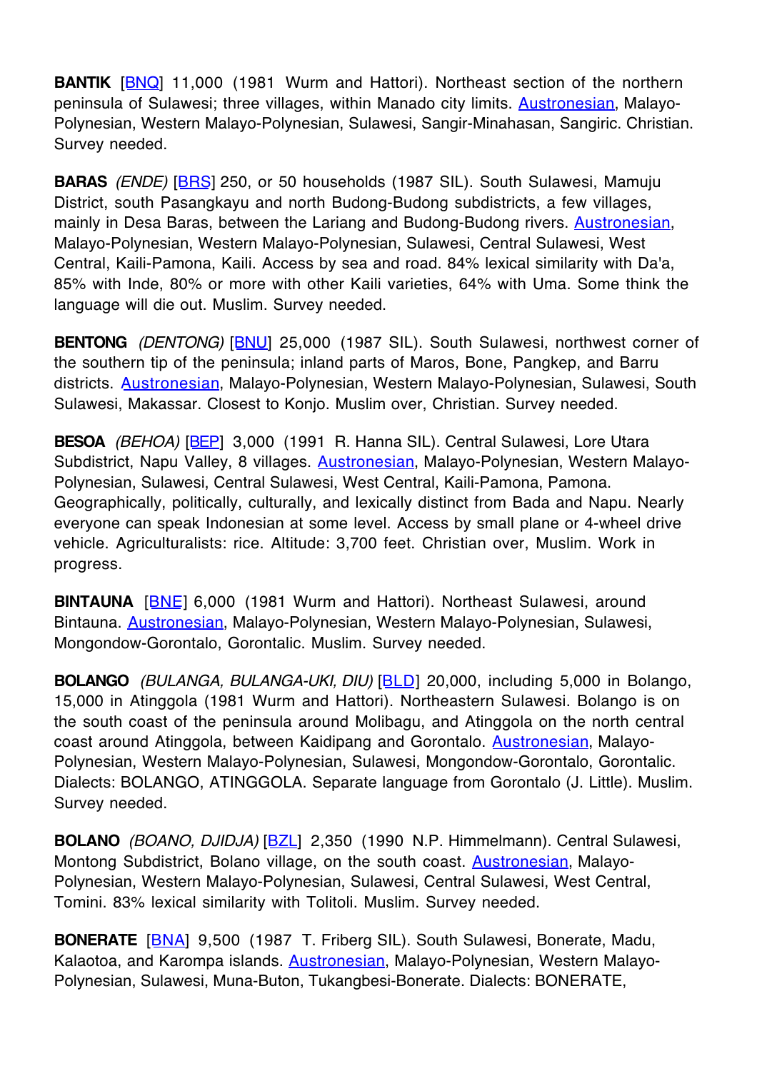**BANTIK** [BNQ] 11,000 (1981 Wurm and Hattori). Northeast section of the northern peninsula of Sulawesi; three villages, within Manado city limits. Austronesian, Malayo-Polynesian, Western Malayo-Polynesian, Sulawesi, Sangir-Minahasan, Sangiric. Christian. Survey needed.

**BARAS** *(ENDE)* [BRS] 250, or 50 households (1987 SIL). South Sulawesi, Mamuju District, south Pasangkayu and north Budong-Budong subdistricts, a few villages, mainly in Desa Baras, between the Lariang and Budong-Budong rivers. Austronesian, Malayo-Polynesian, Western Malayo-Polynesian, Sulawesi, Central Sulawesi, West Central, Kaili-Pamona, Kaili. Access by sea and road. 84% lexical similarity with Da'a, 85% with Inde, 80% or more with other Kaili varieties, 64% with Uma. Some think the language will die out. Muslim. Survey needed.

**BENTONG** *(DENTONG)* [BNU] 25,000 (1987 SIL). South Sulawesi, northwest corner of the southern tip of the peninsula; inland parts of Maros, Bone, Pangkep, and Barru districts. Austronesian, Malayo-Polynesian, Western Malayo-Polynesian, Sulawesi, South Sulawesi, Makassar. Closest to Konjo. Muslim over, Christian. Survey needed.

**BESOA** *(BEHOA)* [BEP] 3,000 (1991 R. Hanna SIL). Central Sulawesi, Lore Utara Subdistrict, Napu Valley, 8 villages. Austronesian, Malayo-Polynesian, Western Malayo-Polynesian, Sulawesi, Central Sulawesi, West Central, Kaili-Pamona, Pamona. Geographically, politically, culturally, and lexically distinct from Bada and Napu. Nearly everyone can speak Indonesian at some level. Access by small plane or 4-wheel drive vehicle. Agriculturalists: rice. Altitude: 3,700 feet. Christian over, Muslim. Work in progress.

**BINTAUNA** [BNE] 6,000 (1981 Wurm and Hattori). Northeast Sulawesi, around Bintauna. Austronesian, Malayo-Polynesian, Western Malayo-Polynesian, Sulawesi, Mongondow-Gorontalo, Gorontalic. Muslim. Survey needed.

**BOLANGO** *(BULANGA, BULANGA-UKI, DIU)* [BLD] 20,000, including 5,000 in Bolango, 15,000 in Atinggola (1981 Wurm and Hattori). Northeastern Sulawesi. Bolango is on the south coast of the peninsula around Molibagu, and Atinggola on the north central coast around Atinggola, between Kaidipang and Gorontalo. Austronesian, Malayo-Polynesian, Western Malayo-Polynesian, Sulawesi, Mongondow-Gorontalo, Gorontalic. Dialects: BOLANGO, ATINGGOLA. Separate language from Gorontalo (J. Little). Muslim. Survey needed.

**BOLANO** *(BOANO, DJIDJA)* [BZL] 2,350 (1990 N.P. Himmelmann). Central Sulawesi, Montong Subdistrict, Bolano village, on the south coast. Austronesian, Malayo-Polynesian, Western Malayo-Polynesian, Sulawesi, Central Sulawesi, West Central, Tomini. 83% lexical similarity with Tolitoli. Muslim. Survey needed.

**BONERATE** [BNA] 9,500 (1987 T. Friberg SIL). South Sulawesi, Bonerate, Madu, Kalaotoa, and Karompa islands. Austronesian, Malayo-Polynesian, Western Malayo-Polynesian, Sulawesi, Muna-Buton, Tukangbesi-Bonerate. Dialects: BONERATE,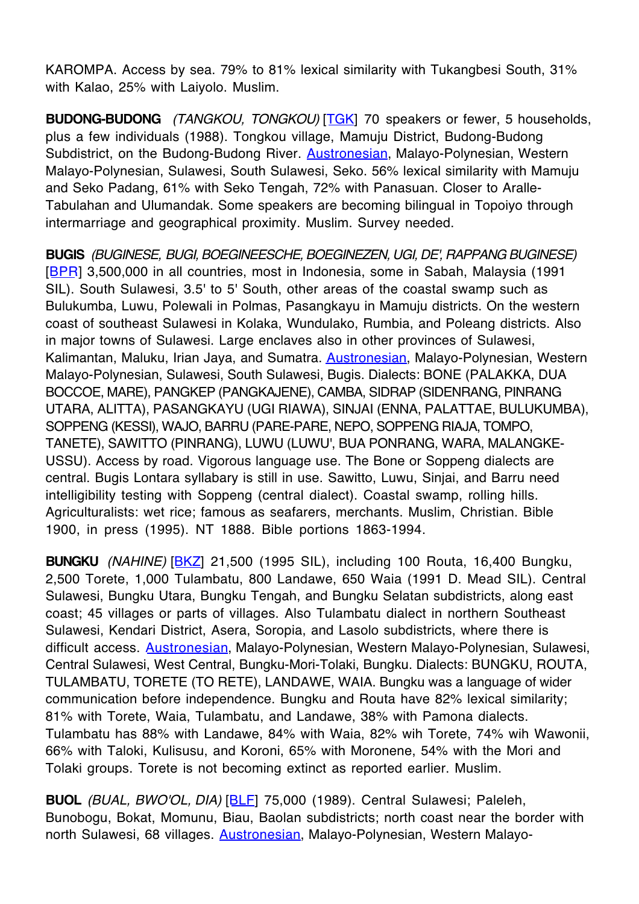KAROMPA. Access by sea. 79% to 81% lexical similarity with Tukangbesi South, 31% with Kalao, 25% with Laiyolo. Muslim.

**BUDONG-BUDONG** *(TANGKOU, TONGKOU)* [TGK] 70 speakers or fewer, 5 households, plus a few individuals (1988). Tongkou village, Mamuju District, Budong-Budong Subdistrict, on the Budong-Budong River. Austronesian, Malayo-Polynesian, Western Malayo-Polynesian, Sulawesi, South Sulawesi, Seko. 56% lexical similarity with Mamuju and Seko Padang, 61% with Seko Tengah, 72% with Panasuan. Closer to Aralle-Tabulahan and Ulumandak. Some speakers are becoming bilingual in Topoiyo through intermarriage and geographical proximity. Muslim. Survey needed.

**BUGIS** *(BUGINESE, BUGI, BOEGINEESCHE, BOEGINEZEN, UGI, DE', RAPPANG BUGINESE)* [BPR] 3,500,000 in all countries, most in Indonesia, some in Sabah, Malaysia (1991 SIL). South Sulawesi, 3.5' to 5' South, other areas of the coastal swamp such as Bulukumba, Luwu, Polewali in Polmas, Pasangkayu in Mamuju districts. On the western coast of southeast Sulawesi in Kolaka, Wundulako, Rumbia, and Poleang districts. Also in major towns of Sulawesi. Large enclaves also in other provinces of Sulawesi, Kalimantan, Maluku, Irian Jaya, and Sumatra. Austronesian, Malayo-Polynesian, Western Malayo-Polynesian, Sulawesi, South Sulawesi, Bugis. Dialects: BONE (PALAKKA, DUA BOCCOE, MARE), PANGKEP (PANGKAJENE), CAMBA, SIDRAP (SIDENRANG, PINRANG UTARA, ALITTA), PASANGKAYU (UGI RIAWA), SINJAI (ENNA, PALATTAE, BULUKUMBA), SOPPENG (KESSI), WAJO, BARRU (PARE-PARE, NEPO, SOPPENG RIAJA, TOMPO, TANETE), SAWITTO (PINRANG), LUWU (LUWU', BUA PONRANG, WARA, MALANGKE-USSU). Access by road. Vigorous language use. The Bone or Soppeng dialects are central. Bugis Lontara syllabary is still in use. Sawitto, Luwu, Sinjai, and Barru need intelligibility testing with Soppeng (central dialect). Coastal swamp, rolling hills. Agriculturalists: wet rice; famous as seafarers, merchants. Muslim, Christian. Bible 1900, in press (1995). NT 1888. Bible portions 1863-1994.

**BUNGKU** *(NAHINE)* [BKZ] 21,500 (1995 SIL), including 100 Routa, 16,400 Bungku, 2,500 Torete, 1,000 Tulambatu, 800 Landawe, 650 Waia (1991 D. Mead SIL). Central Sulawesi, Bungku Utara, Bungku Tengah, and Bungku Selatan subdistricts, along east coast; 45 villages or parts of villages. Also Tulambatu dialect in northern Southeast Sulawesi, Kendari District, Asera, Soropia, and Lasolo subdistricts, where there is difficult access. Austronesian, Malayo-Polynesian, Western Malayo-Polynesian, Sulawesi, Central Sulawesi, West Central, Bungku-Mori-Tolaki, Bungku. Dialects: BUNGKU, ROUTA, TULAMBATU, TORETE (TO RETE), LANDAWE, WAIA. Bungku was a language of wider communication before independence. Bungku and Routa have 82% lexical similarity; 81% with Torete, Waia, Tulambatu, and Landawe, 38% with Pamona dialects. Tulambatu has 88% with Landawe, 84% with Waia, 82% wih Torete, 74% wih Wawonii, 66% with Taloki, Kulisusu, and Koroni, 65% with Moronene, 54% with the Mori and Tolaki groups. Torete is not becoming extinct as reported earlier. Muslim.

**BUOL** *(BUAL, BWO'OL, DIA)* [BLF] 75,000 (1989). Central Sulawesi; Paleleh, Bunobogu, Bokat, Momunu, Biau, Baolan subdistricts; north coast near the border with north Sulawesi, 68 villages. Austronesian, Malayo-Polynesian, Western Malayo-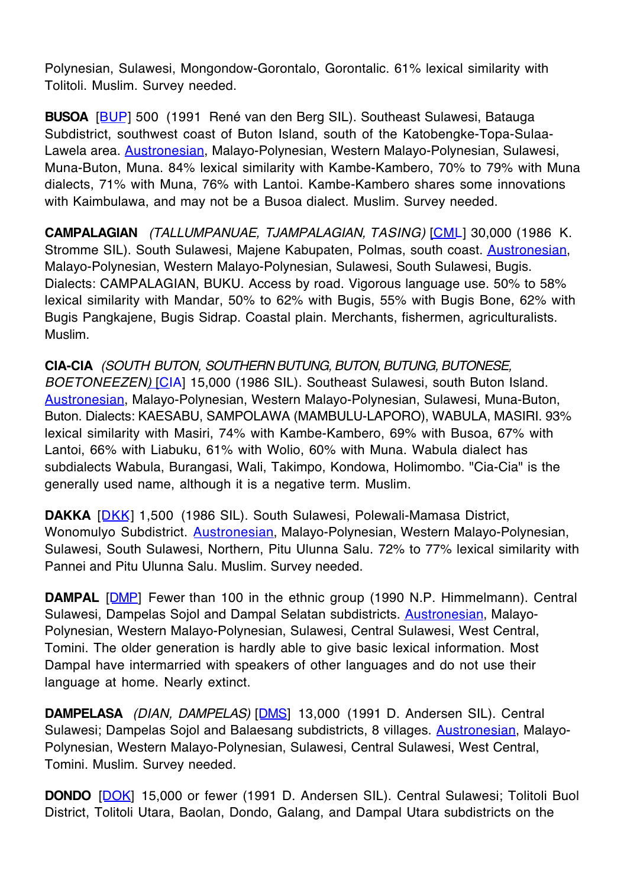Polynesian, Sulawesi, Mongondow-Gorontalo, Gorontalic. 61% lexical similarity with Tolitoli. Muslim. Survey needed.

**BUSOA** [BUP] 500 (1991 René van den Berg SIL). Southeast Sulawesi, Batauga Subdistrict, southwest coast of Buton Island, south of the Katobengke-Topa-Sulaa-Lawela area. Austronesian, Malayo-Polynesian, Western Malayo-Polynesian, Sulawesi, Muna-Buton, Muna. 84% lexical similarity with Kambe-Kambero, 70% to 79% with Muna dialects, 71% with Muna, 76% with Lantoi. Kambe-Kambero shares some innovations with Kaimbulawa, and may not be a Busoa dialect. Muslim. Survey needed.

**CAMPALAGIAN** *(TALLUMPANUAE, TJAMPALAGIAN, TASING)* [CML] 30,000 (1986 K. Stromme SIL). South Sulawesi, Majene Kabupaten, Polmas, south coast. Austronesian, Malayo-Polynesian, Western Malayo-Polynesian, Sulawesi, South Sulawesi, Bugis. Dialects: CAMPALAGIAN, BUKU. Access by road. Vigorous language use. 50% to 58% lexical similarity with Mandar, 50% to 62% with Bugis, 55% with Bugis Bone, 62% with Bugis Pangkajene, Bugis Sidrap. Coastal plain. Merchants, fishermen, agriculturalists. Muslim.

**CIA-CIA** *(SOUTH BUTON, SOUTHERN BUTUNG, BUTON, BUTUNG, BUTONESE, BOETONEEZEN)* [CIA] 15,000 (1986 SIL). Southeast Sulawesi, south Buton Island. Austronesian, Malayo-Polynesian, Western Malayo-Polynesian, Sulawesi, Muna-Buton, Buton. Dialects: KAESABU, SAMPOLAWA (MAMBULU-LAPORO), WABULA, MASIRI. 93% lexical similarity with Masiri, 74% with Kambe-Kambero, 69% with Busoa, 67% with Lantoi, 66% with Liabuku, 61% with Wolio, 60% with Muna. Wabula dialect has subdialects Wabula, Burangasi, Wali, Takimpo, Kondowa, Holimombo. "Cia-Cia" is the generally used name, although it is a negative term. Muslim.

**DAKKA** [DKK] 1,500 (1986 SIL). South Sulawesi, Polewali-Mamasa District, Wonomulyo Subdistrict. Austronesian, Malayo-Polynesian, Western Malayo-Polynesian, Sulawesi, South Sulawesi, Northern, Pitu Ulunna Salu. 72% to 77% lexical similarity with Pannei and Pitu Ulunna Salu. Muslim. Survey needed.

**DAMPAL** [DMP] Fewer than 100 in the ethnic group (1990 N.P. Himmelmann). Central Sulawesi, Dampelas Sojol and Dampal Selatan subdistricts. Austronesian, Malayo-Polynesian, Western Malayo-Polynesian, Sulawesi, Central Sulawesi, West Central, Tomini. The older generation is hardly able to give basic lexical information. Most Dampal have intermarried with speakers of other languages and do not use their language at home. Nearly extinct.

**DAMPELASA** *(DIAN, DAMPELAS)* [DMS] 13,000 (1991 D. Andersen SIL). Central Sulawesi; Dampelas Sojol and Balaesang subdistricts, 8 villages. Austronesian, Malayo-Polynesian, Western Malayo-Polynesian, Sulawesi, Central Sulawesi, West Central, Tomini. Muslim. Survey needed.

**DONDO** [DOK] 15,000 or fewer (1991 D. Andersen SIL). Central Sulawesi; Tolitoli Buol District, Tolitoli Utara, Baolan, Dondo, Galang, and Dampal Utara subdistricts on the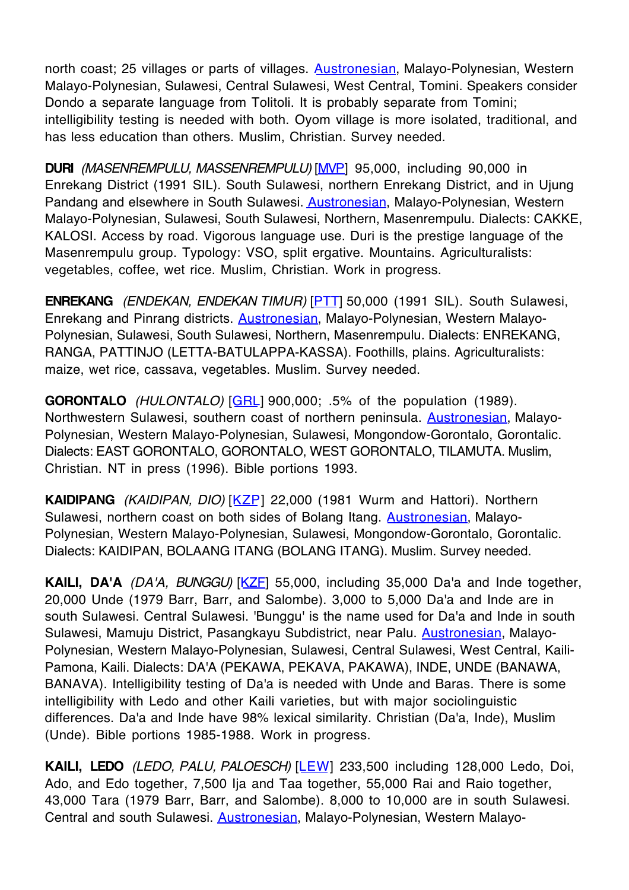north coast; 25 villages or parts of villages. [Austronesian], Malayo-Polynesian, Western Malayo-Polynesian, Sulawesi, Central Sulawesi, West Central, Tomini. Speakers consider Dondo a separate language from Tolitoli. It is probably separate from Tomini; intelligibility testing is needed with both. Oyom village is more isolated, traditional, and has less education than others. Muslim, Christian. Survey needed.

**DURI** *(MASENREMPULU, MASSENREMPULU)* [MVP] 95,000, including 90,000 in Enrekang District (1991 SIL). South Sulawesi, northern Enrekang District, and in Ujung Pandang and elsewhere in South Sulawesi. Austronesian, Malayo-Polynesian, Western Malayo-Polynesian, Sulawesi, South Sulawesi, Northern, Masenrempulu. Dialects: CAKKE, KALOSI. Access by road. Vigorous language use. Duri is the prestige language of the Masenrempulu group. Typology: VSO, split ergative. Mountains. Agriculturalists: vegetables, coffee, wet rice. Muslim, Christian. Work in progress.

**ENREKANG** *(ENDEKAN, ENDEKAN TIMUR)* [PTT] 50,000 (1991 SIL). South Sulawesi, Enrekang and Pinrang districts. Austronesian, Malayo-Polynesian, Western Malayo-Polynesian, Sulawesi, South Sulawesi, Northern, Masenrempulu. Dialects: ENREKANG, RANGA, PATTINJO (LETTA-BATULAPPA-KASSA). Foothills, plains. Agriculturalists: maize, wet rice, cassava, vegetables. Muslim. Survey needed.

**GORONTALO** *(HULONTALO)* [GRL] 900,000; .5% of the population (1989). Northwestern Sulawesi, southern coast of northern peninsula. Austronesian, Malayo-Polynesian, Western Malayo-Polynesian, Sulawesi, Mongondow-Gorontalo, Gorontalic. Dialects: EAST GORONTALO, GORONTALO, WEST GORONTALO, TILAMUTA. Muslim, Christian. NT in press (1996). Bible portions 1993.

**KAIDIPANG** *(KAIDIPAN, DIO)* [KZP] 22,000 (1981 Wurm and Hattori). Northern Sulawesi, northern coast on both sides of Bolang Itang. Austronesian, Malayo-Polynesian, Western Malayo-Polynesian, Sulawesi, Mongondow-Gorontalo, Gorontalic. Dialects: KAIDIPAN, BOLAANG ITANG (BOLANG ITANG). Muslim. Survey needed.

**KAILI, DA'A** *(DA'A, BUNGGU)* [KZF] 55,000, including 35,000 Da'a and Inde together, 20,000 Unde (1979 Barr, Barr, and Salombe). 3,000 to 5,000 Da'a and Inde are in south Sulawesi. Central Sulawesi. 'Bunggu' is the name used for Da'a and Inde in south Sulawesi, Mamuju District, Pasangkayu Subdistrict, near Palu. Austronesian, Malayo-Polynesian, Western Malayo-Polynesian, Sulawesi, Central Sulawesi, West Central, Kaili-Pamona, Kaili. Dialects: DA'A (PEKAWA, PEKAVA, PAKAWA), INDE, UNDE (BANAWA, BANAVA). Intelligibility testing of Da'a is needed with Unde and Baras. There is some intelligibility with Ledo and other Kaili varieties, but with major sociolinguistic differences. Da'a and Inde have 98% lexical similarity. Christian (Da'a, Inde), Muslim (Unde). Bible portions 1985-1988. Work in progress.

**KAILI, LEDO** *(LEDO, PALU, PALOESCH)* [LEW] 233,500 including 128,000 Ledo, Doi, Ado, and Edo together, 7,500 Ija and Taa together, 55,000 Rai and Raio together, 43,000 Tara (1979 Barr, Barr, and Salombe). 8,000 to 10,000 are in south Sulawesi. Central and south Sulawesi. Austronesian, Malayo-Polynesian, Western Malayo-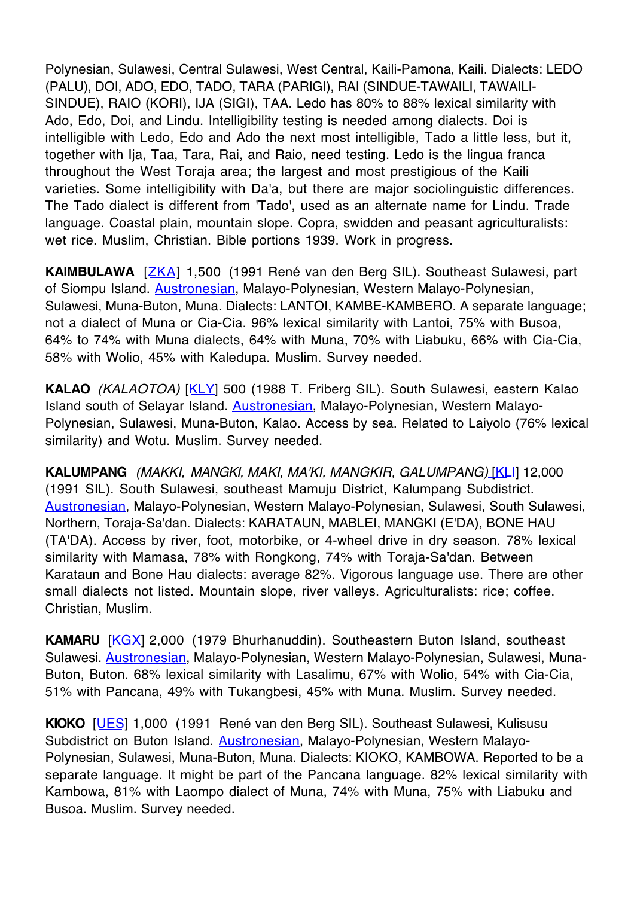Polynesian, Sulawesi, Central Sulawesi, West Central, Kaili-Pamona, Kaili. Dialects: LEDO (PALU), DOI, ADO, EDO, TADO, TARA (PARIGI), RAI (SINDUE-TAWAILI, TAWAILI-SINDUE), RAIO (KORI), IJA (SIGI), TAA. Ledo has 80% to 88% lexical similarity with Ado, Edo, Doi, and Lindu. Intelligibility testing is needed among dialects. Doi is intelligible with Ledo, Edo and Ado the next most intelligible, Tado a little less, but it, together with Ija, Taa, Tara, Rai, and Raio, need testing. Ledo is the lingua franca throughout the West Toraja area; the largest and most prestigious of the Kaili varieties. Some intelligibility with Da'a, but there are major sociolinguistic differences. The Tado dialect is different from 'Tado', used as an alternate name for Lindu. Trade language. Coastal plain, mountain slope. Copra, swidden and peasant agriculturalists: wet rice. Muslim, Christian. Bible portions 1939. Work in progress.

**KAIMBULAWA** [ZKA] 1,500 (1991 René van den Berg SIL). Southeast Sulawesi, part of Siompu Island. Austronesian, Malayo-Polynesian, Western Malayo-Polynesian, Sulawesi, Muna-Buton, Muna. Dialects: LANTOI, KAMBE-KAMBERO. A separate language; not a dialect of Muna or Cia-Cia. 96% lexical similarity with Lantoi, 75% with Busoa, 64% to 74% with Muna dialects, 64% with Muna, 70% with Liabuku, 66% with Cia-Cia, 58% with Wolio, 45% with Kaledupa. Muslim. Survey needed.

**KALAO** *(KALAOTOA)* [KLY] 500 (1988 T. Friberg SIL). South Sulawesi, eastern Kalao Island south of Selayar Island. Austronesian, Malayo-Polynesian, Western Malayo-Polynesian, Sulawesi, Muna-Buton, Kalao. Access by sea. Related to Laiyolo (76% lexical similarity) and Wotu. Muslim. Survey needed.

**KALUMPANG** *(MAKKI, MANGKI, MAKI, MA'KI, MANGKIR, GALUMPANG)* [KLI] 12,000 (1991 SIL). South Sulawesi, southeast Mamuju District, Kalumpang Subdistrict. Austronesian, Malayo-Polynesian, Western Malayo-Polynesian, Sulawesi, South Sulawesi, Northern, Toraja-Sa'dan. Dialects: KARATAUN, MABLEI, MANGKI (E'DA), BONE HAU (TA'DA). Access by river, foot, motorbike, or 4-wheel drive in dry season. 78% lexical similarity with Mamasa, 78% with Rongkong, 74% with Toraja-Sa'dan. Between Karataun and Bone Hau dialects: average 82%. Vigorous language use. There are other small dialects not listed. Mountain slope, river valleys. Agriculturalists: rice; coffee. Christian, Muslim.

**KAMARU** [KGX] 2,000 (1979 Bhurhanuddin). Southeastern Buton Island, southeast Sulawesi. Austronesian, Malayo-Polynesian, Western Malayo-Polynesian, Sulawesi, Muna-Buton, Buton. 68% lexical similarity with Lasalimu, 67% with Wolio, 54% with Cia-Cia, 51% with Pancana, 49% with Tukangbesi, 45% with Muna. Muslim. Survey needed.

**KIOKO** [UES] 1,000 (1991 René van den Berg SIL). Southeast Sulawesi, Kulisusu Subdistrict on Buton Island. Austronesian, Malayo-Polynesian, Western Malayo-Polynesian, Sulawesi, Muna-Buton, Muna. Dialects: KIOKO, KAMBOWA. Reported to be a separate language. It might be part of the Pancana language. 82% lexical similarity with Kambowa, 81% with Laompo dialect of Muna, 74% with Muna, 75% with Liabuku and Busoa. Muslim. Survey needed.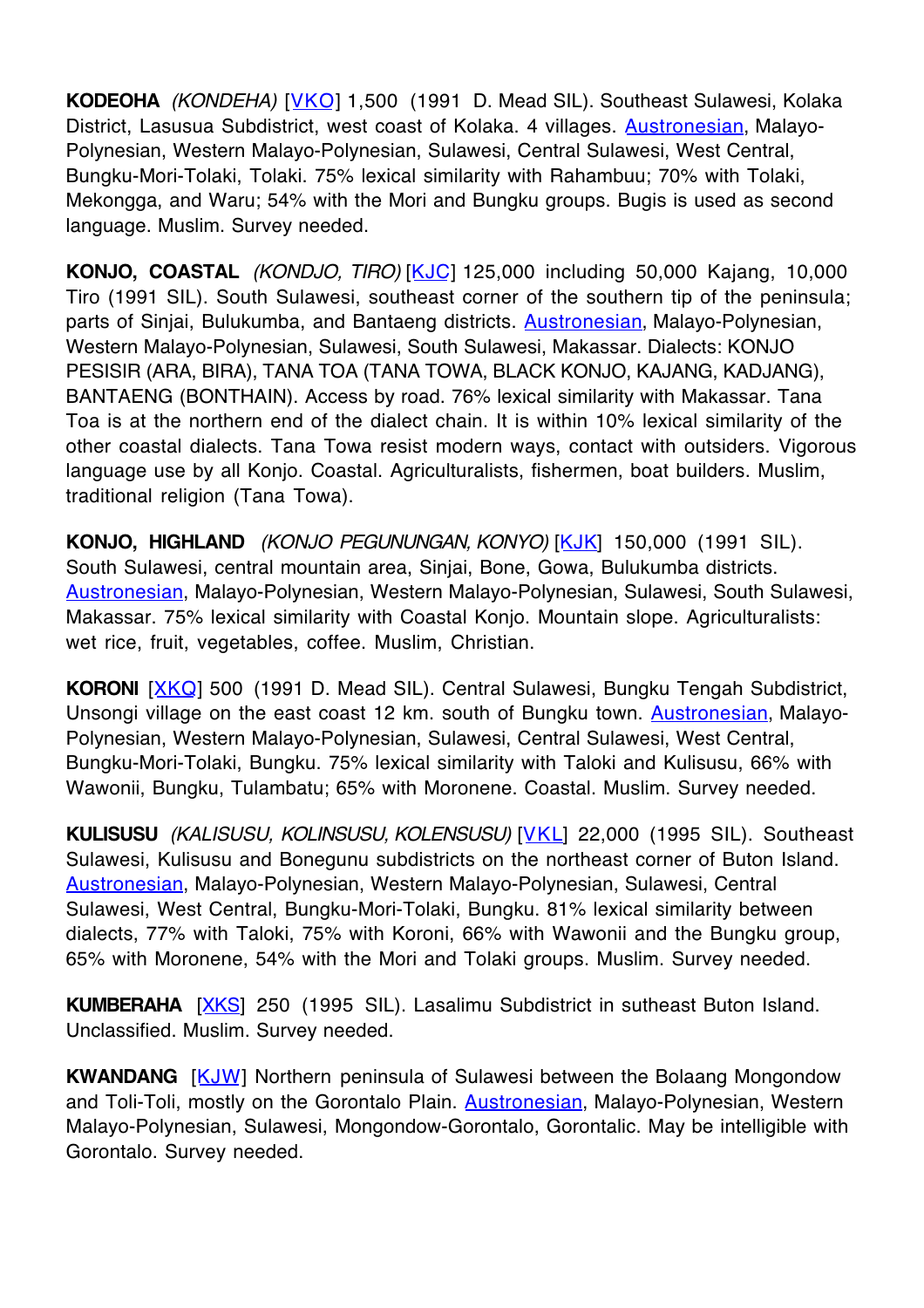**KODEOHA** *(KONDEHA)* [VKO] 1,500 (1991 D. Mead SIL). Southeast Sulawesi, Kolaka District, Lasusua Subdistrict, west coast of Kolaka. 4 villages. Austronesian, Malayo-Polynesian, Western Malayo-Polynesian, Sulawesi, Central Sulawesi, West Central, Bungku-Mori-Tolaki, Tolaki. 75% lexical similarity with Rahambuu; 70% with Tolaki, Mekongga, and Waru; 54% with the Mori and Bungku groups. Bugis is used as second language. Muslim. Survey needed.

**KONJO, COASTAL** *(KONDJO, TIRO)* [KJC] 125,000 including 50,000 Kajang, 10,000 Tiro (1991 SIL). South Sulawesi, southeast corner of the southern tip of the peninsula; parts of Sinjai, Bulukumba, and Bantaeng districts. Austronesian, Malayo-Polynesian, Western Malayo-Polynesian, Sulawesi, South Sulawesi, Makassar. Dialects: KONJO PESISIR (ARA, BIRA), TANA TOA (TANA TOWA, BLACK KONJO, KAJANG, KADJANG), BANTAENG (BONTHAIN). Access by road. 76% lexical similarity with Makassar. Tana Toa is at the northern end of the dialect chain. It is within 10% lexical similarity of the other coastal dialects. Tana Towa resist modern ways, contact with outsiders. Vigorous language use by all Konjo. Coastal. Agriculturalists, fishermen, boat builders. Muslim, traditional religion (Tana Towa).

**KONJO, HIGHLAND** *(KONJO PEGUNUNGAN, KONYO)* [KJK] 150,000 (1991 SIL). South Sulawesi, central mountain area, Sinjai, Bone, Gowa, Bulukumba districts. Austronesian, Malayo-Polynesian, Western Malayo-Polynesian, Sulawesi, South Sulawesi, Makassar. 75% lexical similarity with Coastal Konjo. Mountain slope. Agriculturalists: wet rice, fruit, vegetables, coffee. Muslim, Christian.

**KORONI** [XKQ] 500 (1991 D. Mead SIL). Central Sulawesi, Bungku Tengah Subdistrict, Unsongi village on the east coast 12 km. south of Bungku town. Austronesian, Malayo-Polynesian, Western Malayo-Polynesian, Sulawesi, Central Sulawesi, West Central, Bungku-Mori-Tolaki, Bungku. 75% lexical similarity with Taloki and Kulisusu, 66% with Wawonii, Bungku, Tulambatu; 65% with Moronene. Coastal. Muslim. Survey needed.

**KULISUSU** *(KALISUSU, KOLINSUSU, KOLENSUSU)* [VKL] 22,000 (1995 SIL). Southeast Sulawesi, Kulisusu and Bonegunu subdistricts on the northeast corner of Buton Island. Austronesian, Malayo-Polynesian, Western Malayo-Polynesian, Sulawesi, Central Sulawesi, West Central, Bungku-Mori-Tolaki, Bungku. 81% lexical similarity between dialects, 77% with Taloki, 75% with Koroni, 66% with Wawonii and the Bungku group, 65% with Moronene, 54% with the Mori and Tolaki groups. Muslim. Survey needed.

**KUMBERAHA** [XKS] 250 (1995 SIL). Lasalimu Subdistrict in sutheast Buton Island. Unclassified. Muslim. Survey needed.

**KWANDANG** [KJW] Northern peninsula of Sulawesi between the Bolaang Mongondow and Toli-Toli, mostly on the Gorontalo Plain. Austronesian, Malayo-Polynesian, Western Malayo-Polynesian, Sulawesi, Mongondow-Gorontalo, Gorontalic. May be intelligible with Gorontalo. Survey needed.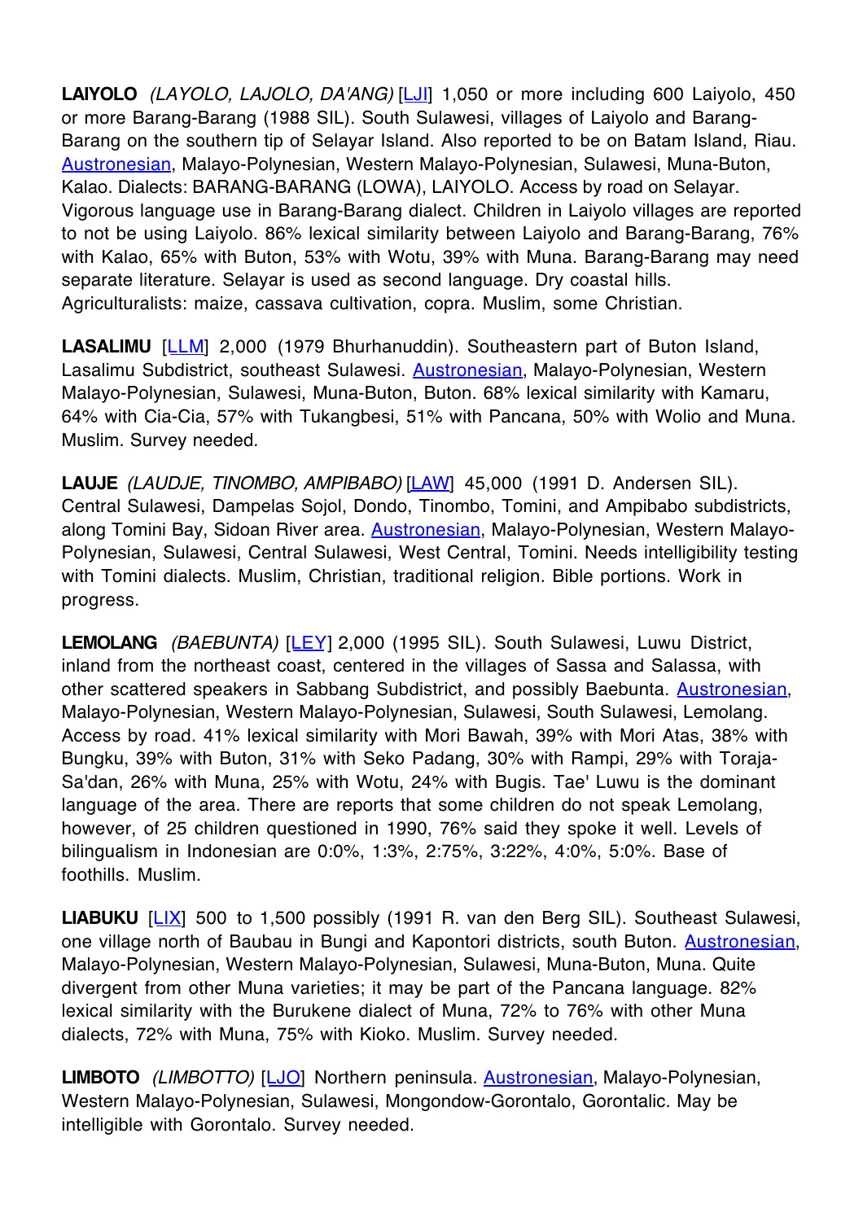**LAIYOLO** *(LAYOLO, LAJOLO, DA'ANG)* [LJI] 1,050 or more including 600 Laiyolo, 450 or more Barang-Barang (1988 SIL). South Sulawesi, villages of Laiyolo and Barang-Barang on the southern tip of Selayar Island. Also reported to be on Batam Island, Riau. Austronesian, Malayo-Polynesian, Western Malayo-Polynesian, Sulawesi, Muna-Buton, Kalao. Dialects: BARANG-BARANG (LOWA), LAIYOLO. Access by road on Selayar. Vigorous language use in Barang-Barang dialect. Children in Laiyolo villages are reported to not be using Laiyolo. 86% lexical similarity between Laiyolo and Barang-Barang, 76% with Kalao, 65% with Buton, 53% with Wotu, 39% with Muna. Barang-Barang may need separate literature. Selayar is used as second language. Dry coastal hills. Agriculturalists: maize, cassava cultivation, copra. Muslim, some Christian.

**LASALIMU** [LLM] 2,000 (1979 Bhurhanuddin). Southeastern part of Buton Island, Lasalimu Subdistrict, southeast Sulawesi. Austronesian, Malayo-Polynesian, Western Malayo-Polynesian, Sulawesi, Muna-Buton, Buton. 68% lexical similarity with Kamaru, 64% with Cia-Cia, 57% with Tukangbesi, 51% with Pancana, 50% with Wolio and Muna. Muslim. Survey needed.

**LAUJE** *(LAUDJE, TINOMBO, AMPIBABO)* [LAW] 45,000 (1991 D. Andersen SIL). Central Sulawesi, Dampelas Sojol, Dondo, Tinombo, Tomini, and Ampibabo subdistricts, along Tomini Bay, Sidoan River area. Austronesian, Malayo-Polynesian, Western Malayo-Polynesian, Sulawesi, Central Sulawesi, West Central, Tomini. Needs intelligibility testing with Tomini dialects. Muslim, Christian, traditional religion. Bible portions. Work in progress.

**LEMOLANG** *(BAEBUNTA)* [LEY] 2,000 (1995 SIL). South Sulawesi, Luwu District, inland from the northeast coast, centered in the villages of Sassa and Salassa, with other scattered speakers in Sabbang Subdistrict, and possibly Baebunta. Austronesian, Malayo-Polynesian, Western Malayo-Polynesian, Sulawesi, South Sulawesi, Lemolang. Access by road. 41% lexical similarity with Mori Bawah, 39% with Mori Atas, 38% with Bungku, 39% with Buton, 31% with Seko Padang, 30% with Rampi, 29% with Toraja-Sa'dan, 26% with Muna, 25% with Wotu, 24% with Bugis. Tae' Luwu is the dominant language of the area. There are reports that some children do not speak Lemolang, however, of 25 children questioned in 1990, 76% said they spoke it well. Levels of bilingualism in Indonesian are 0:0%, 1:3%, 2:75%, 3:22%, 4:0%, 5:0%. Base of foothills. Muslim.

**LIABUKU** [LIX] 500 to 1,500 possibly (1991 R. van den Berg SIL). Southeast Sulawesi, one village north of Baubau in Bungi and Kapontori districts, south Buton. Austronesian, Malayo-Polynesian, Western Malayo-Polynesian, Sulawesi, Muna-Buton, Muna. Quite divergent from other Muna varieties; it may be part of the Pancana language. 82% lexical similarity with the Burukene dialect of Muna, 72% to 76% with other Muna dialects, 72% with Muna, 75% with Kioko. Muslim. Survey needed.

**LIMBOTO** *(LIMBOTTO)* [LJO] Northern peninsula. Austronesian, Malayo-Polynesian, Western Malayo-Polynesian, Sulawesi, Mongondow-Gorontalo, Gorontalic. May be intelligible with Gorontalo. Survey needed.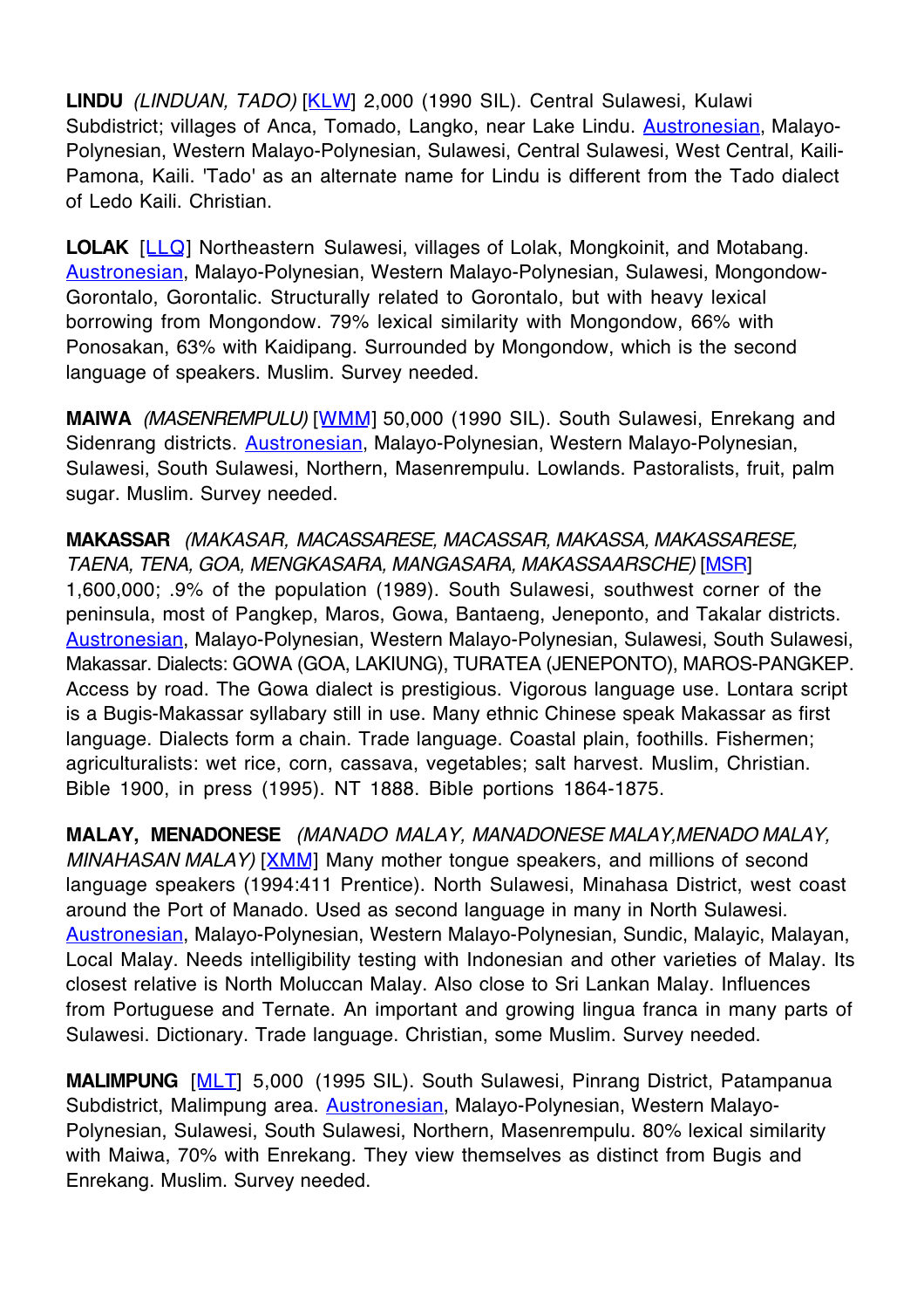**LINDU** *(LINDUAN, TADO)* [KLW] 2,000 (1990 SIL). Central Sulawesi, Kulawi Subdistrict; villages of Anca, Tomado, Langko, near Lake Lindu. Austronesian, Malayo-Polynesian, Western Malayo-Polynesian, Sulawesi, Central Sulawesi, West Central, Kaili-Pamona, Kaili. 'Tado' as an alternate name for Lindu is different from the Tado dialect of Ledo Kaili. Christian.

**LOLAK** [LLQ] Northeastern Sulawesi, villages of Lolak, Mongkoinit, and Motabang. Austronesian, Malayo-Polynesian, Western Malayo-Polynesian, Sulawesi, Mongondow-Gorontalo, Gorontalic. Structurally related to Gorontalo, but with heavy lexical borrowing from Mongondow. 79% lexical similarity with Mongondow, 66% with Ponosakan, 63% with Kaidipang. Surrounded by Mongondow, which is the second language of speakers. Muslim. Survey needed.

**MAIWA** *(MASENREMPULU)* [WMM] 50,000 (1990 SIL). South Sulawesi, Enrekang and Sidenrang districts. Austronesian, Malayo-Polynesian, Western Malayo-Polynesian, Sulawesi, South Sulawesi, Northern, Masenrempulu. Lowlands. Pastoralists, fruit, palm sugar. Muslim. Survey needed.

**MAKASSAR** *(MAKASAR, MACASSARESE, MACASSAR, MAKASSA, MAKASSARESE, TAENA, TENA, GOA, MENGKASARA, MANGASARA, MAKASSAARSCHE)* [MSR] 1,600,000; .9% of the population (1989). South Sulawesi, southwest corner of the peninsula, most of Pangkep, Maros, Gowa, Bantaeng, Jeneponto, and Takalar districts. Austronesian, Malayo-Polynesian, Western Malayo-Polynesian, Sulawesi, South Sulawesi, Makassar. Dialects: GOWA (GOA, LAKIUNG), TURATEA (JENEPONTO), MAROS-PANGKEP. Access by road. The Gowa dialect is prestigious. Vigorous language use. Lontara script is a Bugis-Makassar syllabary still in use. Many ethnic Chinese speak Makassar as first language. Dialects form a chain. Trade language. Coastal plain, foothills. Fishermen; agriculturalists: wet rice, corn, cassava, vegetables; salt harvest. Muslim, Christian. Bible 1900, in press (1995). NT 1888. Bible portions 1864-1875.

**MALAY, MENADONESE** *(MANADO MALAY, MANADONESE MALAY,MENADO MALAY, MINAHASAN MALAY)* [XMM] Many mother tongue speakers, and millions of second language speakers (1994:411 Prentice). North Sulawesi, Minahasa District, west coast around the Port of Manado. Used as second language in many in North Sulawesi. Austronesian, Malayo-Polynesian, Western Malayo-Polynesian, Sundic, Malayic, Malayan, Local Malay. Needs intelligibility testing with Indonesian and other varieties of Malay. Its closest relative is North Moluccan Malay. Also close to Sri Lankan Malay. Influences from Portuguese and Ternate. An important and growing lingua franca in many parts of Sulawesi. Dictionary. Trade language. Christian, some Muslim. Survey needed.

**MALIMPUNG** [MLT] 5,000 (1995 SIL). South Sulawesi, Pinrang District, Patampanua Subdistrict, Malimpung area. Austronesian, Malayo-Polynesian, Western Malayo-Polynesian, Sulawesi, South Sulawesi, Northern, Masenrempulu. 80% lexical similarity with Maiwa, 70% with Enrekang. They view themselves as distinct from Bugis and Enrekang. Muslim. Survey needed.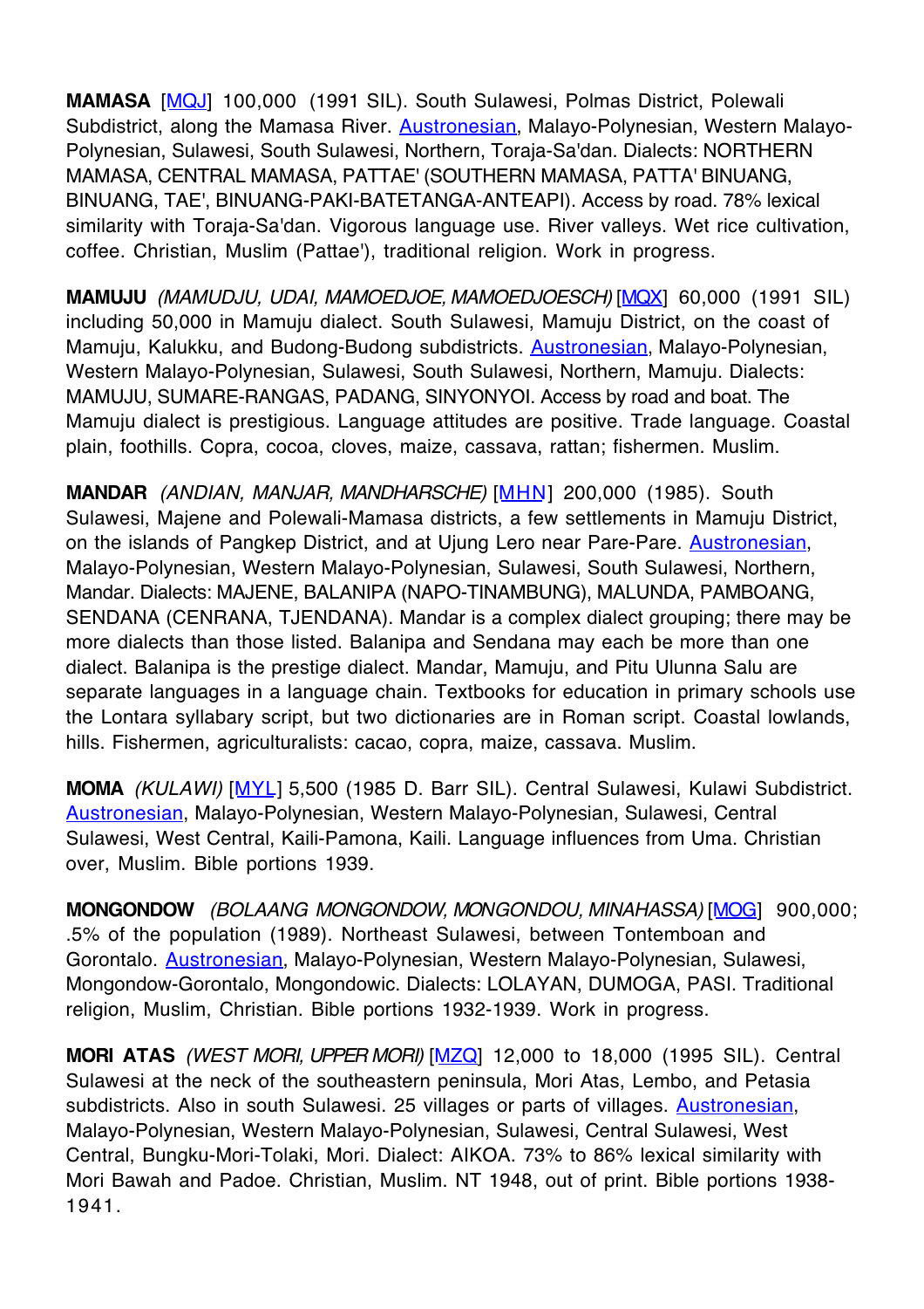**MAMASA** [MQJ] 100,000 (1991 SIL). South Sulawesi, Polmas District, Polewali Subdistrict, along the Mamasa River. Austronesian, Malayo-Polynesian, Western Malayo-Polynesian, Sulawesi, South Sulawesi, Northern, Toraja-Sa'dan. Dialects: NORTHERN MAMASA, CENTRAL MAMASA, PATTAE' (SOUTHERN MAMASA, PATTA' BINUANG, BINUANG, TAE', BINUANG-PAKI-BATETANGA-ANTEAPI). Access by road. 78% lexical similarity with Toraja-Sa'dan. Vigorous language use. River valleys. Wet rice cultivation, coffee. Christian, Muslim (Pattae'), traditional religion. Work in progress.

**MAMUJU** *(MAMUDJU, UDAI, MAMOEDJOE, MAMOEDJOESCH)* [MQX] 60,000 (1991 SIL) including 50,000 in Mamuju dialect. South Sulawesi, Mamuju District, on the coast of Mamuju, Kalukku, and Budong-Budong subdistricts. Austronesian, Malayo-Polynesian, Western Malayo-Polynesian, Sulawesi, South Sulawesi, Northern, Mamuju. Dialects: MAMUJU, SUMARE-RANGAS, PADANG, SINYONYOI. Access by road and boat. The Mamuju dialect is prestigious. Language attitudes are positive. Trade language. Coastal plain, foothills. Copra, cocoa, cloves, maize, cassava, rattan; fishermen. Muslim.

**MANDAR** *(ANDIAN, MANJAR, MANDHARSCHE)* [MHN] 200,000 (1985). South Sulawesi, Majene and Polewali-Mamasa districts, a few settlements in Mamuju District, on the islands of Pangkep District, and at Ujung Lero near Pare-Pare. Austronesian, Malayo-Polynesian, Western Malayo-Polynesian, Sulawesi, South Sulawesi, Northern, Mandar. Dialects: MAJENE, BALANIPA (NAPO-TINAMBUNG), MALUNDA, PAMBOANG, SENDANA (CENRANA, TJENDANA). Mandar is a complex dialect grouping; there may be more dialects than those listed. Balanipa and Sendana may each be more than one dialect. Balanipa is the prestige dialect. Mandar, Mamuju, and Pitu Ulunna Salu are separate languages in a language chain. Textbooks for education in primary schools use the Lontara syllabary script, but two dictionaries are in Roman script. Coastal lowlands, hills. Fishermen, agriculturalists: cacao, copra, maize, cassava. Muslim.

**MOMA** *(KULAWI)* [MYL] 5,500 (1985 D. Barr SIL). Central Sulawesi, Kulawi Subdistrict. Austronesian, Malayo-Polynesian, Western Malayo-Polynesian, Sulawesi, Central Sulawesi, West Central, Kaili-Pamona, Kaili. Language influences from Uma. Christian over, Muslim. Bible portions 1939.

**MONGONDOW** *(BOLAANG MONGONDOW, MONGONDOU, MINAHASSA)* [MOG] 900,000; .5% of the population (1989). Northeast Sulawesi, between Tontemboan and Gorontalo. Austronesian, Malayo-Polynesian, Western Malayo-Polynesian, Sulawesi, Mongondow-Gorontalo, Mongondowic. Dialects: LOLAYAN, DUMOGA, PASI. Traditional religion, Muslim, Christian. Bible portions 1932-1939. Work in progress.

**MORI ATAS** *(WEST MORI, UPPER MORI)* [MZQ] 12,000 to 18,000 (1995 SIL). Central Sulawesi at the neck of the southeastern peninsula, Mori Atas, Lembo, and Petasia subdistricts. Also in south Sulawesi. 25 villages or parts of villages. Austronesian, Malayo-Polynesian, Western Malayo-Polynesian, Sulawesi, Central Sulawesi, West Central, Bungku-Mori-Tolaki, Mori. Dialect: AIKOA. 73% to 86% lexical similarity with Mori Bawah and Padoe. Christian, Muslim. NT 1948, out of print. Bible portions 1938-1941.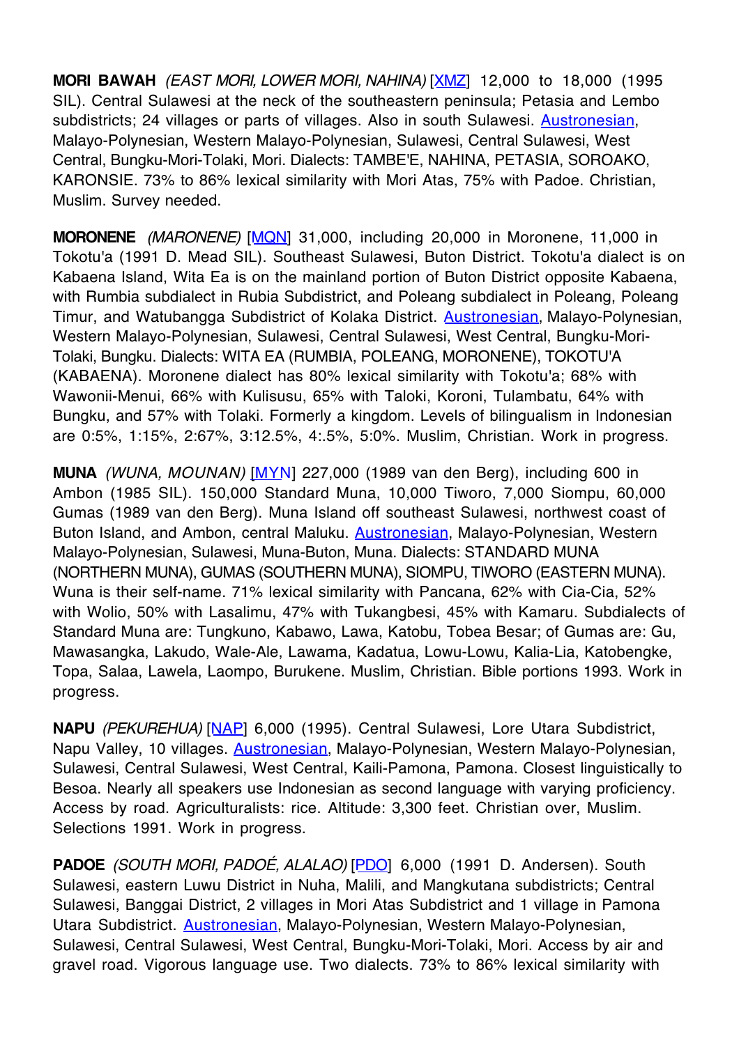**MORI BAWAH** *(EAST MORI, LOWER MORI, NAHINA)* [XMZ] 12,000 to 18,000 (1995 SIL). Central Sulawesi at the neck of the southeastern peninsula; Petasia and Lembo subdistricts; 24 villages or parts of villages. Also in south Sulawesi. Austronesian, Malayo-Polynesian, Western Malayo-Polynesian, Sulawesi, Central Sulawesi, West Central, Bungku-Mori-Tolaki, Mori. Dialects: TAMBE'E, NAHINA, PETASIA, SOROAKO, KARONSIE. 73% to 86% lexical similarity with Mori Atas, 75% with Padoe. Christian, Muslim. Survey needed.

**MORONENE** *(MARONENE)* [MQN] 31,000, including 20,000 in Moronene, 11,000 in Tokotu'a (1991 D. Mead SIL). Southeast Sulawesi, Buton District. Tokotu'a dialect is on Kabaena Island, Wita Ea is on the mainland portion of Buton District opposite Kabaena, with Rumbia subdialect in Rubia Subdistrict, and Poleang subdialect in Poleang, Poleang Timur, and Watubangga Subdistrict of Kolaka District. Austronesian, Malayo-Polynesian, Western Malayo-Polynesian, Sulawesi, Central Sulawesi, West Central, Bungku-Mori-Tolaki, Bungku. Dialects: WITA EA (RUMBIA, POLEANG, MORONENE), TOKOTU'A (KABAENA). Moronene dialect has 80% lexical similarity with Tokotu'a; 68% with Wawonii-Menui, 66% with Kulisusu, 65% with Taloki, Koroni, Tulambatu, 64% with Bungku, and 57% with Tolaki. Formerly a kingdom. Levels of bilingualism in Indonesian are 0:5%, 1:15%, 2:67%, 3:12.5%, 4:.5%, 5:0%. Muslim, Christian. Work in progress.

**MUNA** *(WUNA, MOUNAN)* [MYN] 227,000 (1989 van den Berg), including 600 in Ambon (1985 SIL). 150,000 Standard Muna, 10,000 Tiworo, 7,000 Siompu, 60,000 Gumas (1989 van den Berg). Muna Island off southeast Sulawesi, northwest coast of Buton Island, and Ambon, central Maluku. Austronesian, Malayo-Polynesian, Western Malayo-Polynesian, Sulawesi, Muna-Buton, Muna. Dialects: STANDARD MUNA (NORTHERN MUNA), GUMAS (SOUTHERN MUNA), SIOMPU, TIWORO (EASTERN MUNA). Wuna is their self-name. 71% lexical similarity with Pancana, 62% with Cia-Cia, 52% with Wolio, 50% with Lasalimu, 47% with Tukangbesi, 45% with Kamaru. Subdialects of Standard Muna are: Tungkuno, Kabawo, Lawa, Katobu, Tobea Besar; of Gumas are: Gu, Mawasangka, Lakudo, Wale-Ale, Lawama, Kadatua, Lowu-Lowu, Kalia-Lia, Katobengke, Topa, Salaa, Lawela, Laompo, Burukene. Muslim, Christian. Bible portions 1993. Work in progress.

**NAPU** *(PEKUREHUA)* [NAP] 6,000 (1995). Central Sulawesi, Lore Utara Subdistrict, Napu Valley, 10 villages. Austronesian, Malayo-Polynesian, Western Malayo-Polynesian, Sulawesi, Central Sulawesi, West Central, Kaili-Pamona, Pamona. Closest linguistically to Besoa. Nearly all speakers use Indonesian as second language with varying proficiency. Access by road. Agriculturalists: rice. Altitude: 3,300 feet. Christian over, Muslim. Selections 1991. Work in progress.

**PADOE** *(SOUTH MORI, PADOÉ, ALALAO)* [PDO] 6,000 (1991 D. Andersen). South Sulawesi, eastern Luwu District in Nuha, Malili, and Mangkutana subdistricts; Central Sulawesi, Banggai District, 2 villages in Mori Atas Subdistrict and 1 village in Pamona Utara Subdistrict. Austronesian, Malayo-Polynesian, Western Malayo-Polynesian, Sulawesi, Central Sulawesi, West Central, Bungku-Mori-Tolaki, Mori. Access by air and gravel road. Vigorous language use. Two dialects. 73% to 86% lexical similarity with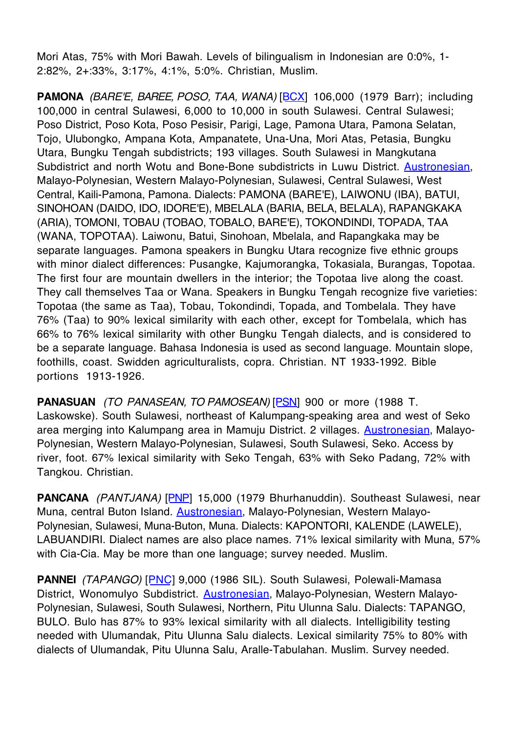Mori Atas, 75% with Mori Bawah. Levels of bilingualism in Indonesian are 0:0%, 1-2:82%, 2+:33%, 3:17%, 4:1%, 5:0%. Christian, Muslim.

**PAMONA** *(BARE'E, BAREE, POSO, TAA, WANA)* [BCX] 106,000 (1979 Barr); including 100,000 in central Sulawesi, 6,000 to 10,000 in south Sulawesi. Central Sulawesi; Poso District, Poso Kota, Poso Pesisir, Parigi, Lage, Pamona Utara, Pamona Selatan, Tojo, Ulubongko, Ampana Kota, Ampanatete, Una-Una, Mori Atas, Petasia, Bungku Utara, Bungku Tengah subdistricts; 193 villages. South Sulawesi in Mangkutana Subdistrict and north Wotu and Bone-Bone subdistricts in Luwu District. Austronesian, Malayo-Polynesian, Western Malayo-Polynesian, Sulawesi, Central Sulawesi, West Central, Kaili-Pamona, Pamona. Dialects: PAMONA (BARE'E), LAIWONU (IBA), BATUI, SINOHOAN (DAIDO, IDO, IDORE'E), MBELALA (BARIA, BELA, BELALA), RAPANGKAKA (ARIA), TOMONI, TOBAU (TOBAO, TOBALO, BARE'E), TOKONDINDI, TOPADA, TAA (WANA, TOPOTAA). Laiwonu, Batui, Sinohoan, Mbelala, and Rapangkaka may be separate languages. Pamona speakers in Bungku Utara recognize five ethnic groups with minor dialect differences: Pusangke, Kajumorangka, Tokasiala, Burangas, Topotaa. The first four are mountain dwellers in the interior; the Topotaa live along the coast. They call themselves Taa or Wana. Speakers in Bungku Tengah recognize five varieties: Topotaa (the same as Taa), Tobau, Tokondindi, Topada, and Tombelala. They have 76% (Taa) to 90% lexical similarity with each other, except for Tombelala, which has 66% to 76% lexical similarity with other Bungku Tengah dialects, and is considered to be a separate language. Bahasa Indonesia is used as second language. Mountain slope, foothills, coast. Swidden agriculturalists, copra. Christian. NT 1933-1992. Bible portions 1913-1926.

**PANASUAN** *(TO PANASEAN, TO PAMOSEAN)* [PSN] 900 or more (1988 T. Laskowske). South Sulawesi, northeast of Kalumpang-speaking area and west of Seko area merging into Kalumpang area in Mamuju District. 2 villages. Austronesian, Malayo-Polynesian, Western Malayo-Polynesian, Sulawesi, South Sulawesi, Seko. Access by river, foot. 67% lexical similarity with Seko Tengah, 63% with Seko Padang, 72% with Tangkou. Christian.

**PANCANA** *(PANTJANA)* [PNP] 15,000 (1979 Bhurhanuddin). Southeast Sulawesi, near Muna, central Buton Island. Austronesian, Malayo-Polynesian, Western Malayo-Polynesian, Sulawesi, Muna-Buton, Muna. Dialects: KAPONTORI, KALENDE (LAWELE), LABUANDIRI. Dialect names are also place names. 71% lexical similarity with Muna, 57% with Cia-Cia. May be more than one language; survey needed. Muslim.

**PANNEI** *(TAPANGO)* [PNC] 9,000 (1986 SIL). South Sulawesi, Polewali-Mamasa District, Wonomulyo Subdistrict. Austronesian, Malayo-Polynesian, Western Malayo-Polynesian, Sulawesi, South Sulawesi, Northern, Pitu Ulunna Salu. Dialects: TAPANGO, BULO. Bulo has 87% to 93% lexical similarity with all dialects. Intelligibility testing needed with Ulumandak, Pitu Ulunna Salu dialects. Lexical similarity 75% to 80% with dialects of Ulumandak, Pitu Ulunna Salu, Aralle-Tabulahan. Muslim. Survey needed.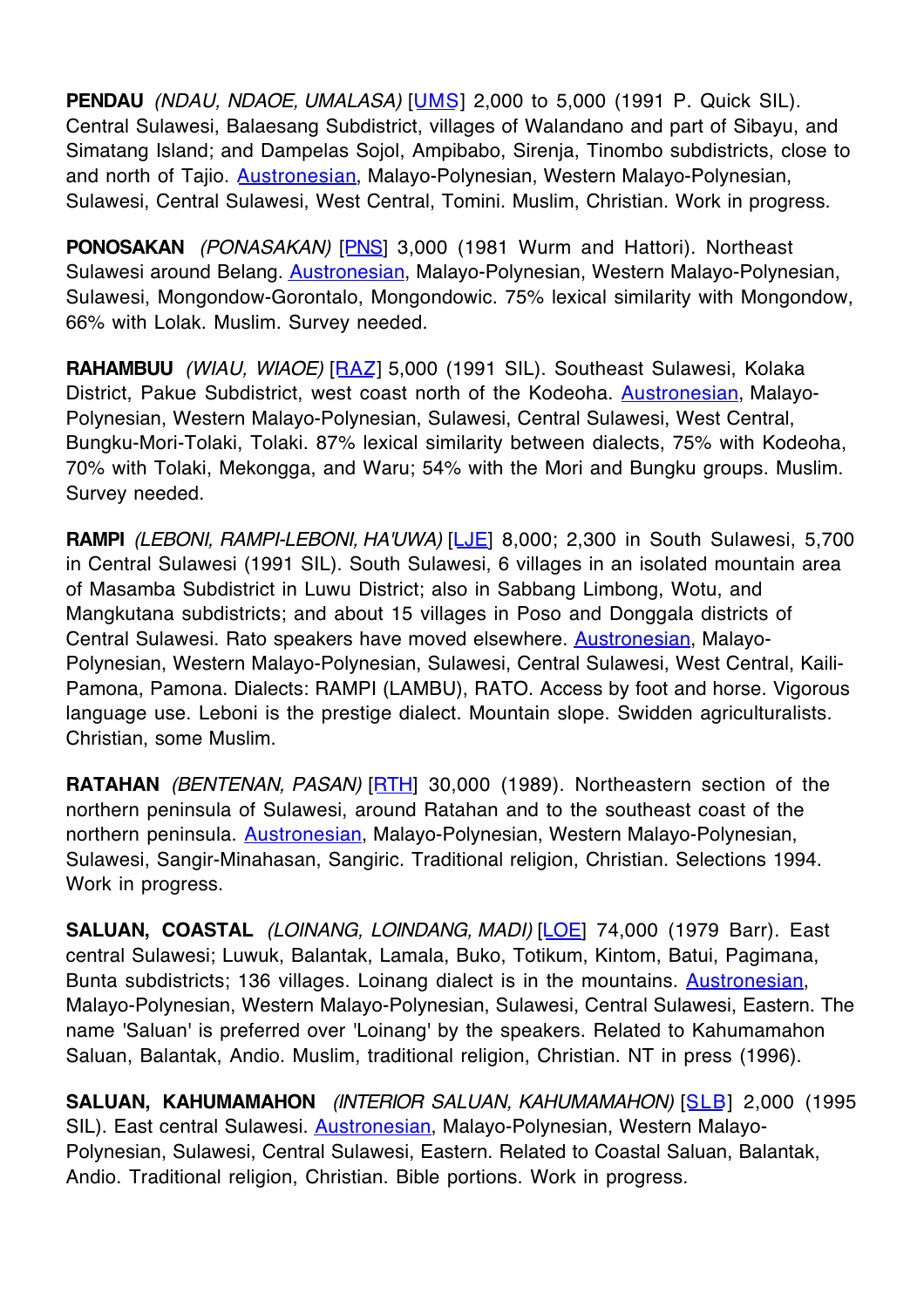**PENDAU** *(NDAU, NDAOE, UMALASA)* [UMS] 2,000 to 5,000 (1991 P. Quick SIL). Central Sulawesi, Balaesang Subdistrict, villages of Walandano and part of Sibayu, and Simatang Island; and Dampelas Sojol, Ampibabo, Sirenja, Tinombo subdistricts, close to and north of Tajio. Austronesian, Malayo-Polynesian, Western Malayo-Polynesian, Sulawesi, Central Sulawesi, West Central, Tomini. Muslim, Christian. Work in progress.

**PONOSAKAN** *(PONASAKAN)* [PNS] 3,000 (1981 Wurm and Hattori). Northeast Sulawesi around Belang. Austronesian, Malayo-Polynesian, Western Malayo-Polynesian, Sulawesi, Mongondow-Gorontalo, Mongondowic. 75% lexical similarity with Mongondow, 66% with Lolak. Muslim. Survey needed.

**RAHAMBUU** *(WIAU, WIAOE)* [RAZ] 5,000 (1991 SIL). Southeast Sulawesi, Kolaka District, Pakue Subdistrict, west coast north of the Kodeoha. Austronesian, Malayo-Polynesian, Western Malayo-Polynesian, Sulawesi, Central Sulawesi, West Central, Bungku-Mori-Tolaki, Tolaki. 87% lexical similarity between dialects, 75% with Kodeoha, 70% with Tolaki, Mekongga, and Waru; 54% with the Mori and Bungku groups. Muslim. Survey needed.

**RAMPI** *(LEBONI, RAMPI-LEBONI, HA'UWA)* [LJE] 8,000; 2,300 in South Sulawesi, 5,700 in Central Sulawesi (1991 SIL). South Sulawesi, 6 villages in an isolated mountain area of Masamba Subdistrict in Luwu District; also in Sabbang Limbong, Wotu, and Mangkutana subdistricts; and about 15 villages in Poso and Donggala districts of Central Sulawesi. Rato speakers have moved elsewhere. Austronesian, Malayo-Polynesian, Western Malayo-Polynesian, Sulawesi, Central Sulawesi, West Central, Kaili-Pamona, Pamona. Dialects: RAMPI (LAMBU), RATO. Access by foot and horse. Vigorous language use. Leboni is the prestige dialect. Mountain slope. Swidden agriculturalists. Christian, some Muslim.

**RATAHAN** *(BENTENAN, PASAN)* [RTH] 30,000 (1989). Northeastern section of the northern peninsula of Sulawesi, around Ratahan and to the southeast coast of the northern peninsula. Austronesian, Malayo-Polynesian, Western Malayo-Polynesian, Sulawesi, Sangir-Minahasan, Sangiric. Traditional religion, Christian. Selections 1994. Work in progress.

**SALUAN, COASTAL** *(LOINANG, LOINDANG, MADI)* [LOE] 74,000 (1979 Barr). East central Sulawesi; Luwuk, Balantak, Lamala, Buko, Totikum, Kintom, Batui, Pagimana, Bunta subdistricts; 136 villages. Loinang dialect is in the mountains. Austronesian, Malayo-Polynesian, Western Malayo-Polynesian, Sulawesi, Central Sulawesi, Eastern. The name 'Saluan' is preferred over 'Loinang' by the speakers. Related to Kahumamahon Saluan, Balantak, Andio. Muslim, traditional religion, Christian. NT in press (1996).

**SALUAN, KAHUMAMAHON** *(INTERIOR SALUAN, KAHUMAMAHON)* [SLB] 2,000 (1995 SIL). East central Sulawesi. Austronesian, Malayo-Polynesian, Western Malayo-Polynesian, Sulawesi, Central Sulawesi, Eastern. Related to Coastal Saluan, Balantak, Andio. Traditional religion, Christian. Bible portions. Work in progress.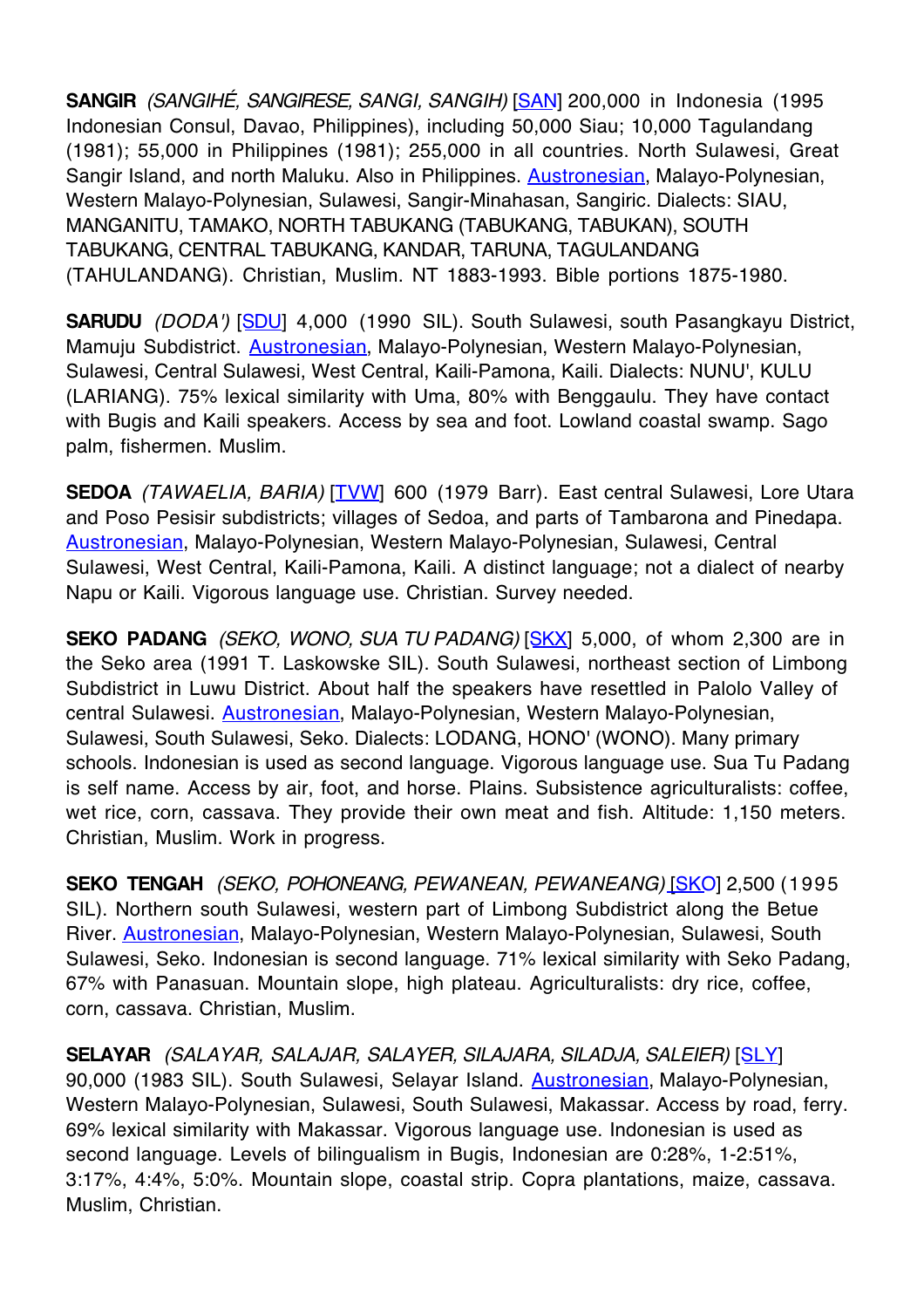**SANGIR** *(SANGIHÉ, SANGIRESE, SANGI, SANGIH)* [SAN] 200,000 in Indonesia (1995 Indonesian Consul, Davao, Philippines), including 50,000 Siau; 10,000 Tagulandang (1981); 55,000 in Philippines (1981); 255,000 in all countries. North Sulawesi, Great Sangir Island, and north Maluku. Also in Philippines. Austronesian, Malayo-Polynesian, Western Malayo-Polynesian, Sulawesi, Sangir-Minahasan, Sangiric. Dialects: SIAU, MANGANITU, TAMAKO, NORTH TABUKANG (TABUKANG, TABUKAN), SOUTH TABUKANG, CENTRAL TABUKANG, KANDAR, TARUNA, TAGULANDANG (TAHULANDANG). Christian, Muslim. NT 1883-1993. Bible portions 1875-1980.

**SARUDU** *(DODA')* [SDU] 4,000 (1990 SIL). South Sulawesi, south Pasangkayu District, Mamuju Subdistrict. Austronesian, Malayo-Polynesian, Western Malayo-Polynesian, Sulawesi, Central Sulawesi, West Central, Kaili-Pamona, Kaili. Dialects: NUNU', KULU (LARIANG). 75% lexical similarity with Uma, 80% with Benggaulu. They have contact with Bugis and Kaili speakers. Access by sea and foot. Lowland coastal swamp. Sago palm, fishermen. Muslim.

**SEDOA** *(TAWAELIA, BARIA)* [TVW] 600 (1979 Barr). East central Sulawesi, Lore Utara and Poso Pesisir subdistricts; villages of Sedoa, and parts of Tambarona and Pinedapa. Austronesian, Malayo-Polynesian, Western Malayo-Polynesian, Sulawesi, Central Sulawesi, West Central, Kaili-Pamona, Kaili. A distinct language; not a dialect of nearby Napu or Kaili. Vigorous language use. Christian. Survey needed.

**SEKO PADANG** *(SEKO, WONO, SUA TU PADANG)* [SKX] 5,000, of whom 2,300 are in the Seko area (1991 T. Laskowske SIL). South Sulawesi, northeast section of Limbong Subdistrict in Luwu District. About half the speakers have resettled in Palolo Valley of central Sulawesi. Austronesian, Malayo-Polynesian, Western Malayo-Polynesian, Sulawesi, South Sulawesi, Seko. Dialects: LODANG, HONO' (WONO). Many primary schools. Indonesian is used as second language. Vigorous language use. Sua Tu Padang is self name. Access by air, foot, and horse. Plains. Subsistence agriculturalists: coffee, wet rice, corn, cassava. They provide their own meat and fish. Altitude: 1,150 meters. Christian, Muslim. Work in progress.

**SEKO TENGAH** *(SEKO, POHONEANG, PEWANEAN, PEWANEANG)* [SKO] 2,500 (1995 SIL). Northern south Sulawesi, western part of Limbong Subdistrict along the Betue River. Austronesian, Malayo-Polynesian, Western Malayo-Polynesian, Sulawesi, South Sulawesi, Seko. Indonesian is second language. 71% lexical similarity with Seko Padang, 67% with Panasuan. Mountain slope, high plateau. Agriculturalists: dry rice, coffee, corn, cassava. Christian, Muslim.

**SELAYAR** *(SALAYAR, SALAJAR, SALAYER, SILAJARA, SILADJA, SALEIER)* [SLY] 90,000 (1983 SIL). South Sulawesi, Selayar Island. Austronesian, Malayo-Polynesian, Western Malayo-Polynesian, Sulawesi, South Sulawesi, Makassar. Access by road, ferry. 69% lexical similarity with Makassar. Vigorous language use. Indonesian is used as second language. Levels of bilingualism in Bugis, Indonesian are 0:28%, 1-2:51%, 3:17%, 4:4%, 5:0%. Mountain slope, coastal strip. Copra plantations, maize, cassava. Muslim, Christian.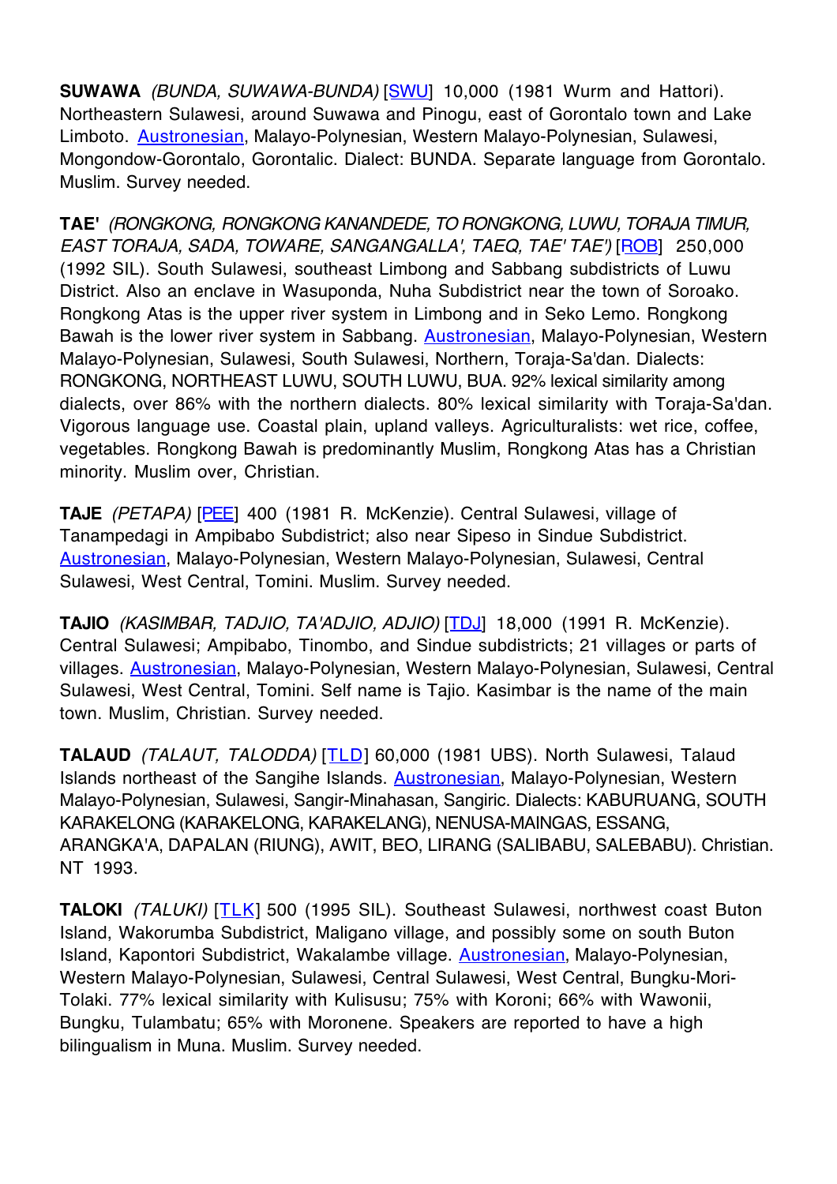**SUWAWA** *(BUNDA, SUWAWA-BUNDA)* [SWU] 10,000 (1981 Wurm and Hattori). Northeastern Sulawesi, around Suwawa and Pinogu, east of Gorontalo town and Lake Limboto. Austronesian, Malayo-Polynesian, Western Malayo-Polynesian, Sulawesi, Mongondow-Gorontalo, Gorontalic. Dialect: BUNDA. Separate language from Gorontalo. Muslim. Survey needed.

**TAE'** *(RONGKONG, RONGKONG KANANDEDE, TO RONGKONG, LUWU, TORAJA TIMUR, EAST TORAJA, SADA, TOWARE, SANGANGALLA', TAEQ, TAE' TAE')* [ROB] 250,000 (1992 SIL). South Sulawesi, southeast Limbong and Sabbang subdistricts of Luwu District. Also an enclave in Wasuponda, Nuha Subdistrict near the town of Soroako. Rongkong Atas is the upper river system in Limbong and in Seko Lemo. Rongkong Bawah is the lower river system in Sabbang. Austronesian, Malayo-Polynesian, Western Malayo-Polynesian, Sulawesi, South Sulawesi, Northern, Toraja-Sa'dan. Dialects: RONGKONG, NORTHEAST LUWU, SOUTH LUWU, BUA. 92% lexical similarity among dialects, over 86% with the northern dialects. 80% lexical similarity with Toraja-Sa'dan. Vigorous language use. Coastal plain, upland valleys. Agriculturalists: wet rice, coffee, vegetables. Rongkong Bawah is predominantly Muslim, Rongkong Atas has a Christian minority. Muslim over, Christian.

**TAJE** *(PETAPA)* [PEE] 400 (1981 R. McKenzie). Central Sulawesi, village of Tanampedagi in Ampibabo Subdistrict; also near Sipeso in Sindue Subdistrict. Austronesian, Malayo-Polynesian, Western Malayo-Polynesian, Sulawesi, Central Sulawesi, West Central, Tomini. Muslim. Survey needed.

**TAJIO** *(KASIMBAR, TADJIO, TA'ADJIO, ADJIO)* [TDJ] 18,000 (1991 R. McKenzie). Central Sulawesi; Ampibabo, Tinombo, and Sindue subdistricts; 21 villages or parts of villages. Austronesian, Malayo-Polynesian, Western Malayo-Polynesian, Sulawesi, Central Sulawesi, West Central, Tomini. Self name is Tajio. Kasimbar is the name of the main town. Muslim, Christian. Survey needed.

**TALAUD** *(TALAUT, TALODDA)* [TLD] 60,000 (1981 UBS). North Sulawesi, Talaud Islands northeast of the Sangihe Islands. Austronesian, Malayo-Polynesian, Western Malayo-Polynesian, Sulawesi, Sangir-Minahasan, Sangiric. Dialects: KABURUANG, SOUTH KARAKELONG (KARAKELONG, KARAKELANG), NENUSA-MAINGAS, ESSANG, ARANGKA'A, DAPALAN (RIUNG), AWIT, BEO, LIRANG (SALIBABU, SALEBABU). Christian. NT 1993.

**TALOKI** *(TALUKI)* [TLK] 500 (1995 SIL). Southeast Sulawesi, northwest coast Buton Island, Wakorumba Subdistrict, Maligano village, and possibly some on south Buton Island, Kapontori Subdistrict, Wakalambe village. Austronesian, Malayo-Polynesian, Western Malayo-Polynesian, Sulawesi, Central Sulawesi, West Central, Bungku-Mori-Tolaki. 77% lexical similarity with Kulisusu; 75% with Koroni; 66% with Wawonii, Bungku, Tulambatu; 65% with Moronene. Speakers are reported to have a high bilingualism in Muna. Muslim. Survey needed.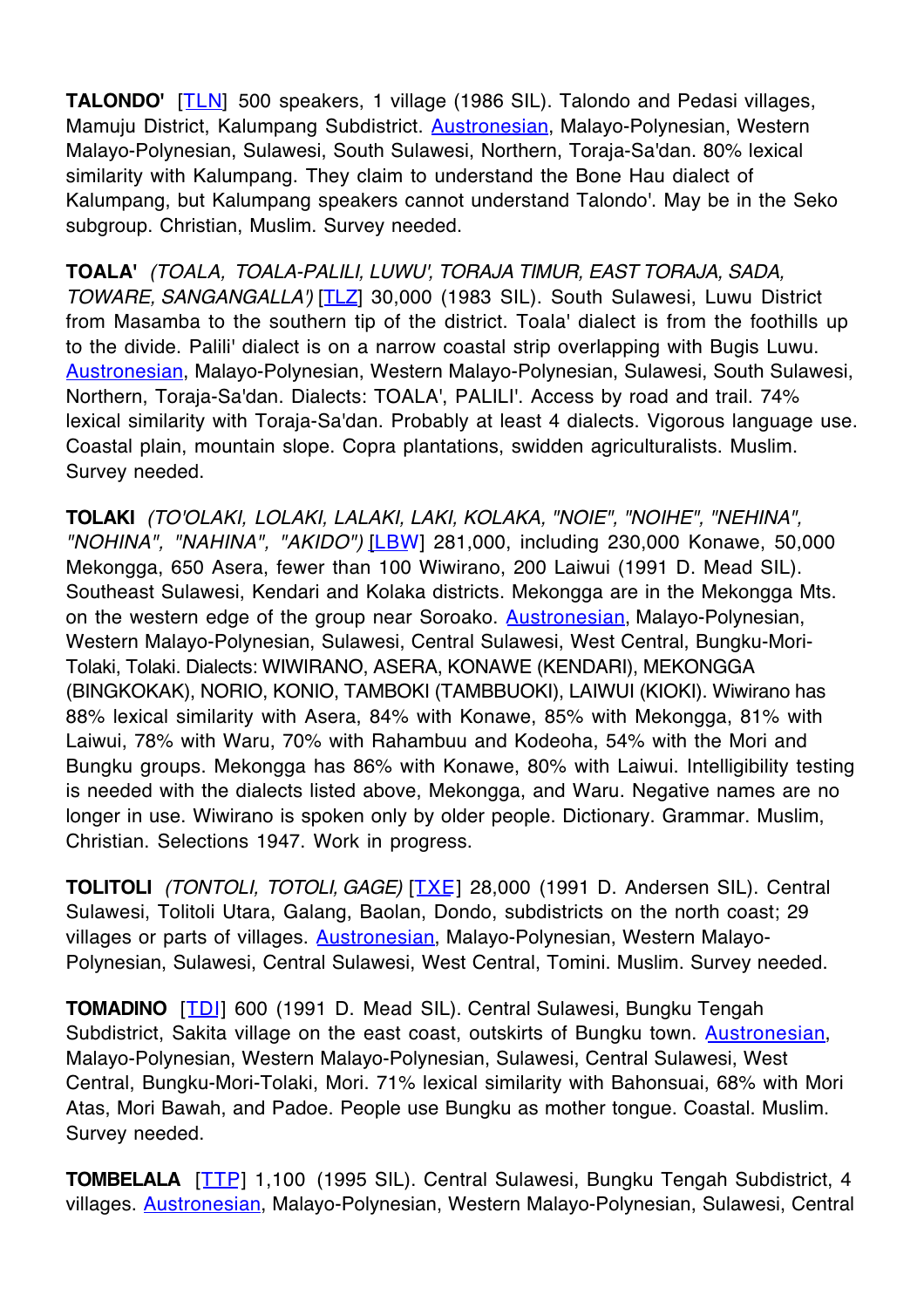**TALONDO'** [TLN] 500 speakers, 1 village (1986 SIL). Talondo and Pedasi villages, Mamuju District, Kalumpang Subdistrict. Austronesian, Malayo-Polynesian, Western Malayo-Polynesian, Sulawesi, South Sulawesi, Northern, Toraja-Sa'dan. 80% lexical similarity with Kalumpang. They claim to understand the Bone Hau dialect of Kalumpang, but Kalumpang speakers cannot understand Talondo'. May be in the Seko subgroup. Christian, Muslim. Survey needed.

**TOALA'** *(TOALA, TOALA-PALILI, LUWU', TORAJA TIMUR, EAST TORAJA, SADA, TOWARE, SANGANGALLA')* [TLZ] 30,000 (1983 SIL). South Sulawesi, Luwu District from Masamba to the southern tip of the district. Toala' dialect is from the foothills up to the divide. Palili' dialect is on a narrow coastal strip overlapping with Bugis Luwu. Austronesian, Malayo-Polynesian, Western Malayo-Polynesian, Sulawesi, South Sulawesi, Northern, Toraja-Sa'dan. Dialects: TOALA', PALILI'. Access by road and trail. 74% lexical similarity with Toraja-Sa'dan. Probably at least 4 dialects. Vigorous language use. Coastal plain, mountain slope. Copra plantations, swidden agriculturalists. Muslim. Survey needed.

**TOLAKI** *(TO'OLAKI, LOLAKI, LALAKI, LAKI, KOLAKA, "NOIE", "NOIHE", "NEHINA", "NOHINA", "NAHINA", "AKIDO")* [LBW] 281,000, including 230,000 Konawe, 50,000 Mekongga, 650 Asera, fewer than 100 Wiwirano, 200 Laiwui (1991 D. Mead SIL). Southeast Sulawesi, Kendari and Kolaka districts. Mekongga are in the Mekongga Mts. on the western edge of the group near Soroako. Austronesian, Malayo-Polynesian, Western Malayo-Polynesian, Sulawesi, Central Sulawesi, West Central, Bungku-Mori-Tolaki, Tolaki. Dialects: WIWIRANO, ASERA, KONAWE (KENDARI), MEKONGGA (BINGKOKAK), NORIO, KONIO, TAMBOKI (TAMBBUOKI), LAIWUI (KIOKI). Wiwirano has 88% lexical similarity with Asera, 84% with Konawe, 85% with Mekongga, 81% with Laiwui, 78% with Waru, 70% with Rahambuu and Kodeoha, 54% with the Mori and Bungku groups. Mekongga has 86% with Konawe, 80% with Laiwui. Intelligibility testing is needed with the dialects listed above, Mekongga, and Waru. Negative names are no longer in use. Wiwirano is spoken only by older people. Dictionary. Grammar. Muslim, Christian. Selections 1947. Work in progress.

**TOLITOLI** *(TONTOLI, TOTOLI, GAGE)* [TXE] 28,000 (1991 D. Andersen SIL). Central Sulawesi, Tolitoli Utara, Galang, Baolan, Dondo, subdistricts on the north coast; 29 villages or parts of villages. Austronesian, Malayo-Polynesian, Western Malayo-Polynesian, Sulawesi, Central Sulawesi, West Central, Tomini. Muslim. Survey needed.

**TOMADINO** [TDI] 600 (1991 D. Mead SIL). Central Sulawesi, Bungku Tengah Subdistrict, Sakita village on the east coast, outskirts of Bungku town. Austronesian, Malayo-Polynesian, Western Malayo-Polynesian, Sulawesi, Central Sulawesi, West Central, Bungku-Mori-Tolaki, Mori. 71% lexical similarity with Bahonsuai, 68% with Mori Atas, Mori Bawah, and Padoe. People use Bungku as mother tongue. Coastal. Muslim. Survey needed.

**TOMBELALA** [TTP] 1,100 (1995 SIL). Central Sulawesi, Bungku Tengah Subdistrict, 4 villages. Austronesian, Malayo-Polynesian, Western Malayo-Polynesian, Sulawesi, Central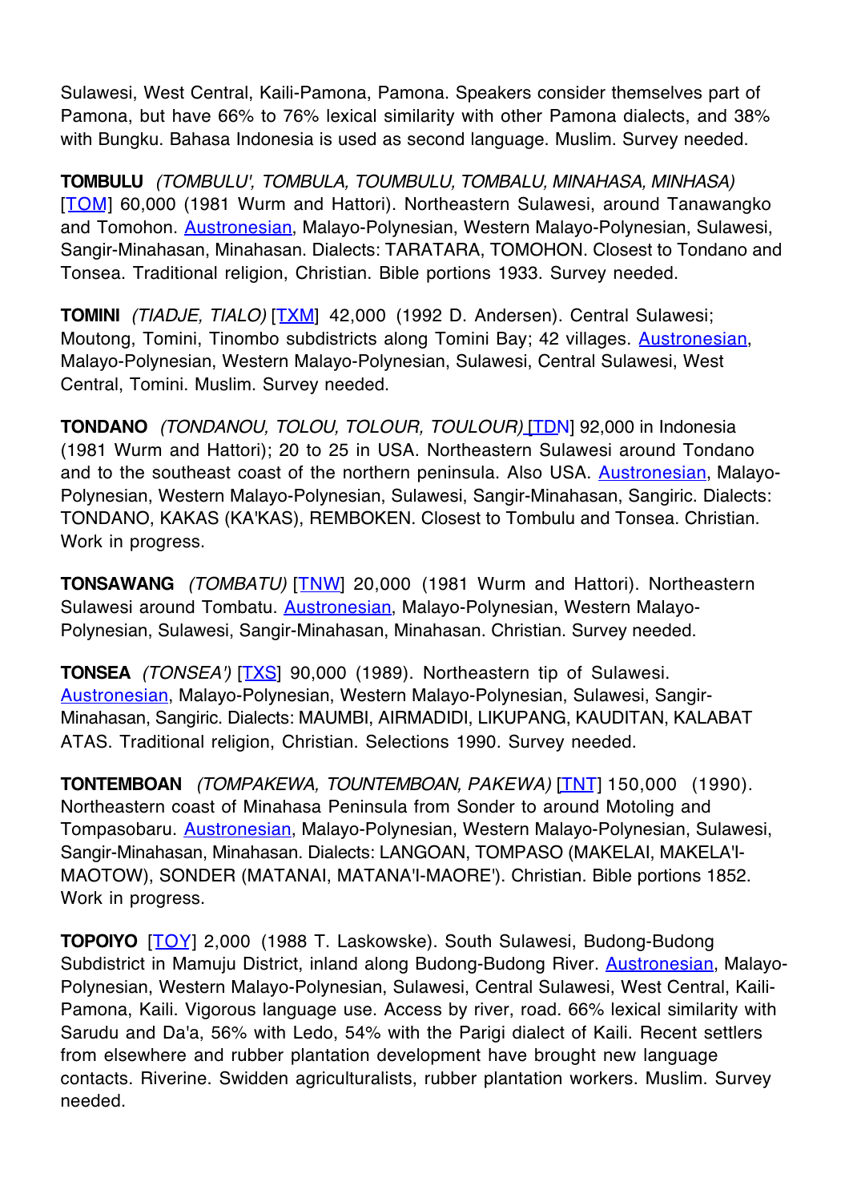Sulawesi, West Central, Kaili-Pamona, Pamona. Speakers consider themselves part of Pamona, but have 66% to 76% lexical similarity with other Pamona dialects, and 38% with Bungku. Bahasa Indonesia is used as second language. Muslim. Survey needed.

**TOMBULU** *(TOMBULU', TOMBULA, TOUMBULU, TOMBALU, MINAHASA, MINHASA)* [TOM] 60,000 (1981 Wurm and Hattori). Northeastern Sulawesi, around Tanawangko and Tomohon. Austronesian, Malayo-Polynesian, Western Malayo-Polynesian, Sulawesi, Sangir-Minahasan, Minahasan. Dialects: TARATARA, TOMOHON. Closest to Tondano and Tonsea. Traditional religion, Christian. Bible portions 1933. Survey needed.

**TOMINI** *(TIADJE, TIALO)* [TXM] 42,000 (1992 D. Andersen). Central Sulawesi; Moutong, Tomini, Tinombo subdistricts along Tomini Bay; 42 villages. Austronesian, Malayo-Polynesian, Western Malayo-Polynesian, Sulawesi, Central Sulawesi, West Central, Tomini. Muslim. Survey needed.

**TONDANO** *(TONDANOU, TOLOU, TOLOUR, TOULOUR)* [TDN] 92,000 in Indonesia (1981 Wurm and Hattori); 20 to 25 in USA. Northeastern Sulawesi around Tondano and to the southeast coast of the northern peninsula. Also USA. Austronesian, Malayo-Polynesian, Western Malayo-Polynesian, Sulawesi, Sangir-Minahasan, Sangiric. Dialects: TONDANO, KAKAS (KA'KAS), REMBOKEN. Closest to Tombulu and Tonsea. Christian. Work in progress.

**TONSAWANG** *(TOMBATU)* [TNW] 20,000 (1981 Wurm and Hattori). Northeastern Sulawesi around Tombatu. Austronesian, Malayo-Polynesian, Western Malayo-Polynesian, Sulawesi, Sangir-Minahasan, Minahasan. Christian. Survey needed.

**TONSEA** *(TONSEA')* [TXS] 90,000 (1989). Northeastern tip of Sulawesi. Austronesian, Malayo-Polynesian, Western Malayo-Polynesian, Sulawesi, Sangir-Minahasan, Sangiric. Dialects: MAUMBI, AIRMADIDI, LIKUPANG, KAUDITAN, KALABAT ATAS. Traditional religion, Christian. Selections 1990. Survey needed.

**TONTEMBOAN** *(TOMPAKEWA, TOUNTEMBOAN, PAKEWA)* [TNT] 150,000 (1990). Northeastern coast of Minahasa Peninsula from Sonder to around Motoling and Tompasobaru. Austronesian, Malayo-Polynesian, Western Malayo-Polynesian, Sulawesi, Sangir-Minahasan, Minahasan. Dialects: LANGOAN, TOMPASO (MAKELAI, MAKELA'I-MAOTOW), SONDER (MATANAI, MATANA'I-MAORE'). Christian. Bible portions 1852. Work in progress.

**TOPOIYO** [TOY] 2,000 (1988 T. Laskowske). South Sulawesi, Budong-Budong Subdistrict in Mamuju District, inland along Budong-Budong River. Austronesian, Malayo-Polynesian, Western Malayo-Polynesian, Sulawesi, Central Sulawesi, West Central, Kaili-Pamona, Kaili. Vigorous language use. Access by river, road. 66% lexical similarity with Sarudu and Da'a, 56% with Ledo, 54% with the Parigi dialect of Kaili. Recent settlers from elsewhere and rubber plantation development have brought new language contacts. Riverine. Swidden agriculturalists, rubber plantation workers. Muslim. Survey needed.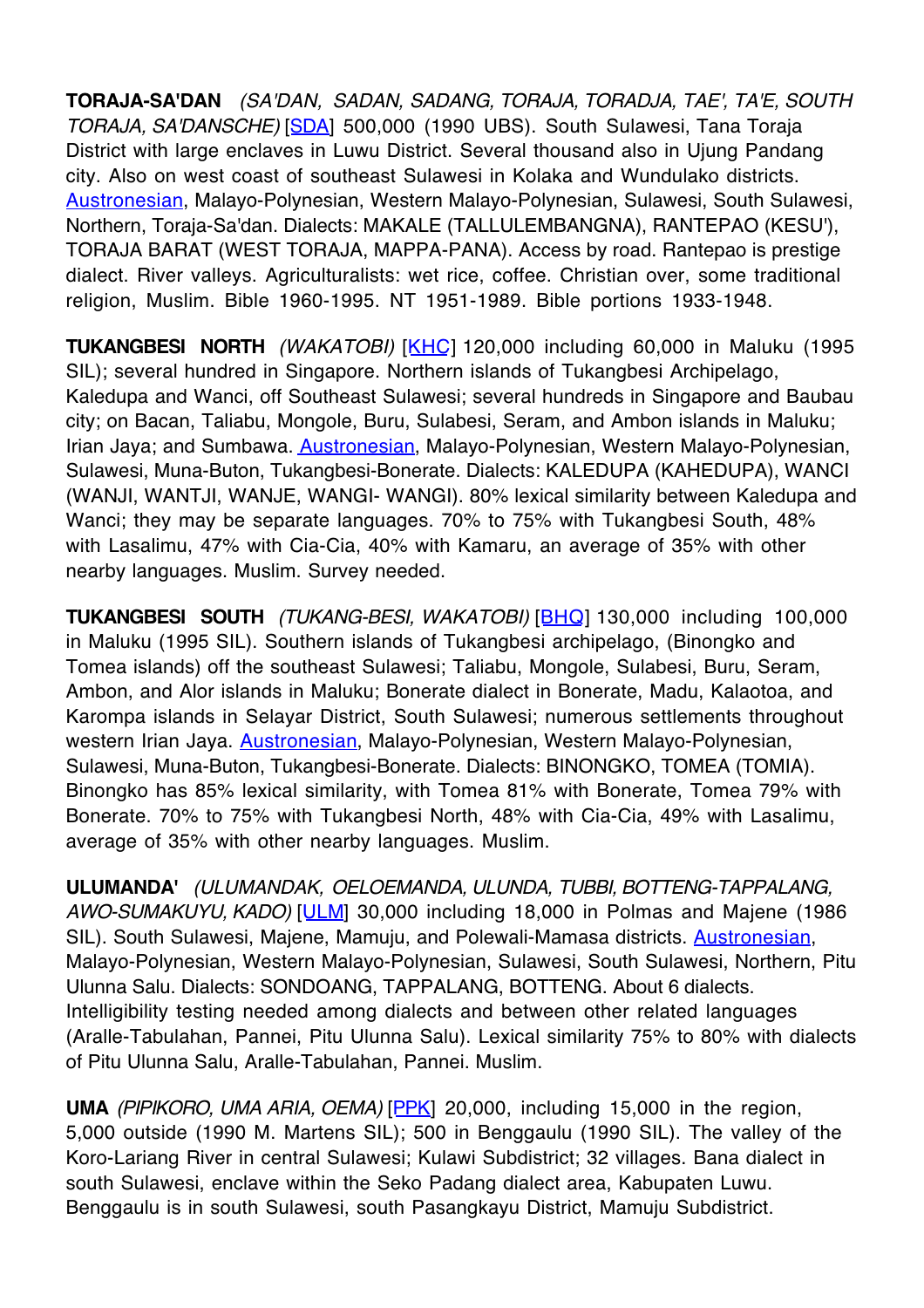**TORAJA-SA'DAN** *(SA'DAN, SADAN, SADANG, TORAJA, TORADJA, TAE', TA'E, SOUTH TORAJA, SA'DANSCHE)* [SDA] 500,000 (1990 UBS). South Sulawesi, Tana Toraja District with large enclaves in Luwu District. Several thousand also in Ujung Pandang city. Also on west coast of southeast Sulawesi in Kolaka and Wundulako districts. Austronesian, Malayo-Polynesian, Western Malayo-Polynesian, Sulawesi, South Sulawesi, Northern, Toraja-Sa'dan. Dialects: MAKALE (TALLULEMBANGNA), RANTEPAO (KESU'), TORAJA BARAT (WEST TORAJA, MAPPA-PANA). Access by road. Rantepao is prestige dialect. River valleys. Agriculturalists: wet rice, coffee. Christian over, some traditional religion, Muslim. Bible 1960-1995. NT 1951-1989. Bible portions 1933-1948.

**TUKANGBESI NORTH** *(WAKATOBI)* [KHC] 120,000 including 60,000 in Maluku (1995 SIL); several hundred in Singapore. Northern islands of Tukangbesi Archipelago, Kaledupa and Wanci, off Southeast Sulawesi; several hundreds in Singapore and Baubau city; on Bacan, Taliabu, Mongole, Buru, Sulabesi, Seram, and Ambon islands in Maluku; Irian Jaya; and Sumbawa. Austronesian, Malayo-Polynesian, Western Malayo-Polynesian, Sulawesi, Muna-Buton, Tukangbesi-Bonerate. Dialects: KALEDUPA (KAHEDUPA), WANCI (WANJI, WANTJI, WANJE, WANGI- WANGI). 80% lexical similarity between Kaledupa and Wanci; they may be separate languages. 70% to 75% with Tukangbesi South, 48% with Lasalimu, 47% with Cia-Cia, 40% with Kamaru, an average of 35% with other nearby languages. Muslim. Survey needed.

**TUKANGBESI SOUTH** *(TUKANG-BESI, WAKATOBI)* [BHQ] 130,000 including 100,000 in Maluku (1995 SIL). Southern islands of Tukangbesi archipelago, (Binongko and Tomea islands) off the southeast Sulawesi; Taliabu, Mongole, Sulabesi, Buru, Seram, Ambon, and Alor islands in Maluku; Bonerate dialect in Bonerate, Madu, Kalaotoa, and Karompa islands in Selayar District, South Sulawesi; numerous settlements throughout western Irian Jaya. Austronesian, Malayo-Polynesian, Western Malayo-Polynesian, Sulawesi, Muna-Buton, Tukangbesi-Bonerate. Dialects: BINONGKO, TOMEA (TOMIA). Binongko has 85% lexical similarity, with Tomea 81% with Bonerate, Tomea 79% with Bonerate. 70% to 75% with Tukangbesi North, 48% with Cia-Cia, 49% with Lasalimu, average of 35% with other nearby languages. Muslim.

**ULUMANDA'** *(ULUMANDAK, OELOEMANDA, ULUNDA, TUBBI, BOTTENG-TAPPALANG, AWO-SUMAKUYU, KADO)* [ULM] 30,000 including 18,000 in Polmas and Majene (1986 SIL). South Sulawesi, Majene, Mamuju, and Polewali-Mamasa districts. Austronesian, Malayo-Polynesian, Western Malayo-Polynesian, Sulawesi, South Sulawesi, Northern, Pitu Ulunna Salu. Dialects: SONDOANG, TAPPALANG, BOTTENG. About 6 dialects. Intelligibility testing needed among dialects and between other related languages (Aralle-Tabulahan, Pannei, Pitu Ulunna Salu). Lexical similarity 75% to 80% with dialects of Pitu Ulunna Salu, Aralle-Tabulahan, Pannei. Muslim.

**UMA** *(PIPIKORO, UMA ARIA, OEMA)* [PPK] 20,000, including 15,000 in the region, 5,000 outside (1990 M. Martens SIL); 500 in Benggaulu (1990 SIL). The valley of the Koro-Lariang River in central Sulawesi; Kulawi Subdistrict; 32 villages. Bana dialect in south Sulawesi, enclave within the Seko Padang dialect area, Kabupaten Luwu. Benggaulu is in south Sulawesi, south Pasangkayu District, Mamuju Subdistrict.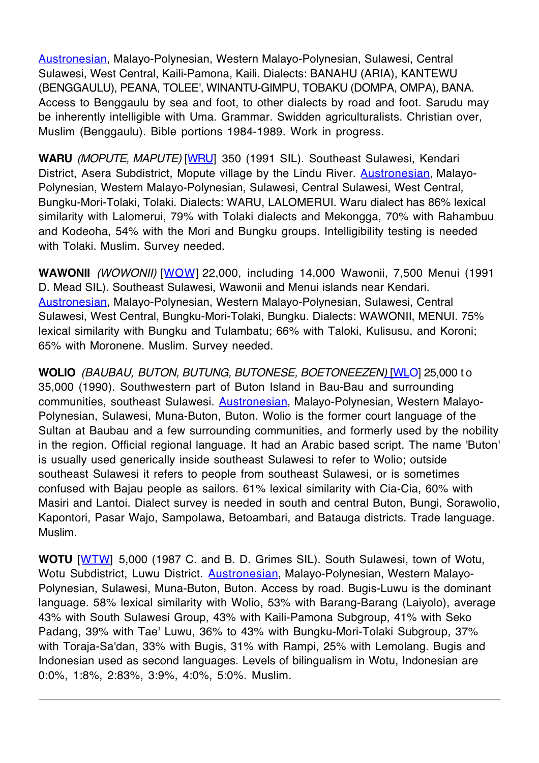[Austronesian](), Malayo-Polynesian, Western Malayo-Polynesian, Sulawesi, Central Sulawesi, West Central, Kaili-Pamona, Kaili. Dialects: BANAHU (ARIA), KANTEWU (BENGGAULU), PEANA, TOLEE', WINANTU-GIMPU, TOBAKU (DOMPA, OMPA), BANA. Access to Benggaulu by sea and foot, to other dialects by road and foot. Sarudu may be inherently intelligible with Uma. Grammar. Swidden agriculturalists. Christian over, Muslim (Benggaulu). Bible portions 1984-1989. Work in progress.

**WARU** *(MOPUTE, MAPUTE)* [[WRU]()] 350 (1991 SIL). Southeast Sulawesi, Kendari District, Asera Subdistrict, Mopute village by the Lindu River. [Austronesian](), Malayo-Polynesian, Western Malayo-Polynesian, Sulawesi, Central Sulawesi, West Central, Bungku-Mori-Tolaki, Tolaki. Dialects: WARU, LALOMERUI. Waru dialect has 86% lexical similarity with Lalomerui, 79% with Tolaki dialects and Mekongga, 70% with Rahambuu and Kodeoha, 54% with the Mori and Bungku groups. Intelligibility testing is needed with Tolaki. Muslim. Survey needed.

**WAWONII** *(WOWONII)* [[WOW]()] 22,000, including 14,000 Wawonii, 7,500 Menui (1991 D. Mead SIL). Southeast Sulawesi, Wawonii and Menui islands near Kendari. [Austronesian](), Malayo-Polynesian, Western Malayo-Polynesian, Sulawesi, Central Sulawesi, West Central, Bungku-Mori-Tolaki, Bungku. Dialects: WAWONII, MENUI. 75% lexical similarity with Bungku and Tulambatu; 66% with Taloki, Kulisusu, and Koroni; 65% with Moronene. Muslim. Survey needed.

**WOLIO** *(BAUBAU, BUTON, BUTUNG, BUTONESE, BOETONEEZEN)* [[WLO]()] 25,000 to 35,000 (1990). Southwestern part of Buton Island in Bau-Bau and surrounding communities, southeast Sulawesi. [Austronesian](), Malayo-Polynesian, Western Malayo-Polynesian, Sulawesi, Muna-Buton, Buton. Wolio is the former court language of the Sultan at Baubau and a few surrounding communities, and formerly used by the nobility in the region. Official regional language. It had an Arabic based script. The name 'Buton' is usually used generically inside southeast Sulawesi to refer to Wolio; outside southeast Sulawesi it refers to people from southeast Sulawesi, or is sometimes confused with Bajau people as sailors. 61% lexical similarity with Cia-Cia, 60% with Masiri and Lantoi. Dialect survey is needed in south and central Buton, Bungi, Sorawolio, Kapontori, Pasar Wajo, Sampolawa, Betoambari, and Batauga districts. Trade language. Muslim.

**WOTU** [[WTW]()] 5,000 (1987 C. and B. D. Grimes SIL). South Sulawesi, town of Wotu, Wotu Subdistrict, Luwu District. [Austronesian](), Malayo-Polynesian, Western Malayo-Polynesian, Sulawesi, Muna-Buton, Buton. Access by road. Bugis-Luwu is the dominant language. 58% lexical similarity with Wolio, 53% with Barang-Barang (Laiyolo), average 43% with South Sulawesi Group, 43% with Kaili-Pamona Subgroup, 41% with Seko Padang, 39% with Tae' Luwu, 36% to 43% with Bungku-Mori-Tolaki Subgroup, 37% with Toraja-Sa'dan, 33% with Bugis, 31% with Rampi, 25% with Lemolang. Bugis and Indonesian used as second languages. Levels of bilingualism in Wotu, Indonesian are 0:0%, 1:8%, 2:83%, 3:9%, 4:0%, 5:0%. Muslim.

---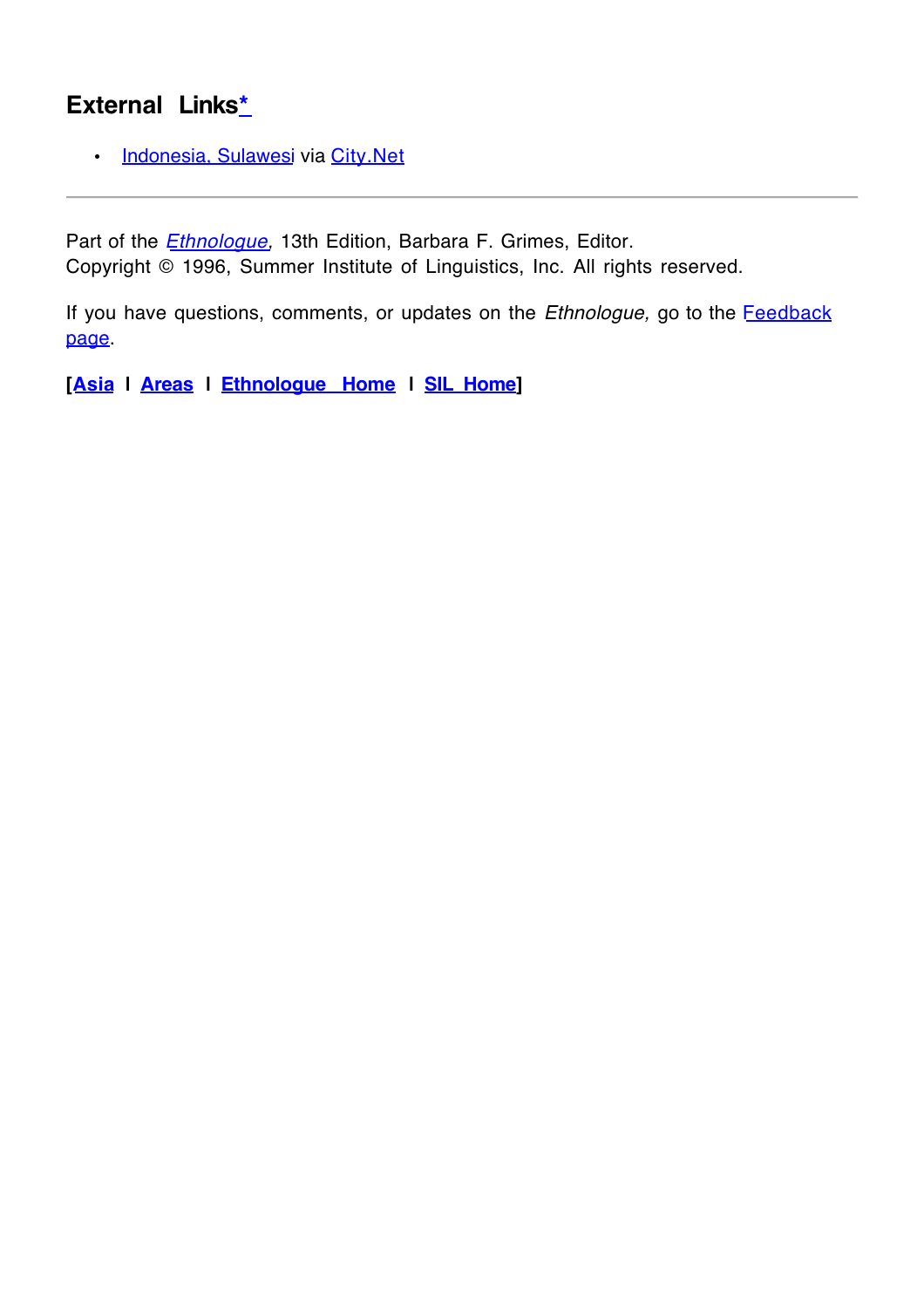## External Links*

- Indonesia, Sulawesi via City.Net

---

Part of the *Ethnologue*, 13th Edition, Barbara F. Grimes, Editor.
Copyright © 1996, Summer Institute of Linguistics, Inc. All rights reserved.

If you have questions, comments, or updates on the *Ethnologue,* go to the Feedback page.

**[Asia | Areas | Ethnologue Home | SIL Home]**